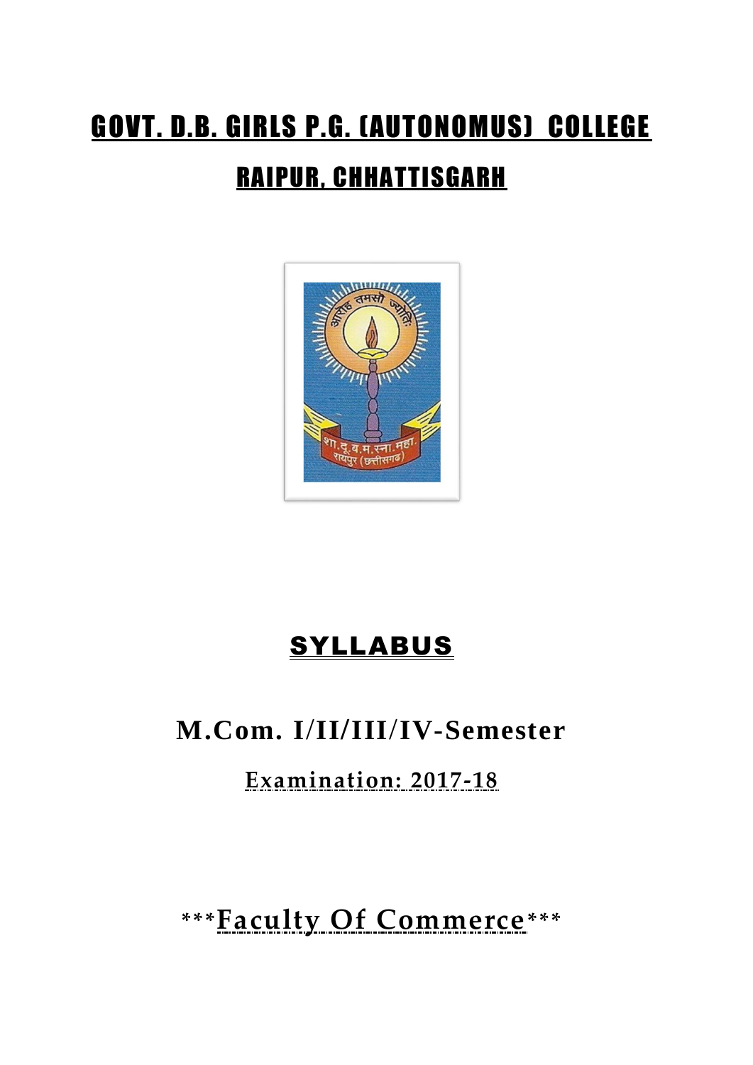# GOVT. D.B. GIRLS P.G. (AUTONOMUS) COLLEGE

## RAIPUR, CHHATTISGARH

# SYLLABUS

## M.Com. I/II/III/IV-Semester

### Examination: 2017-18

***Faculty Of Commerce***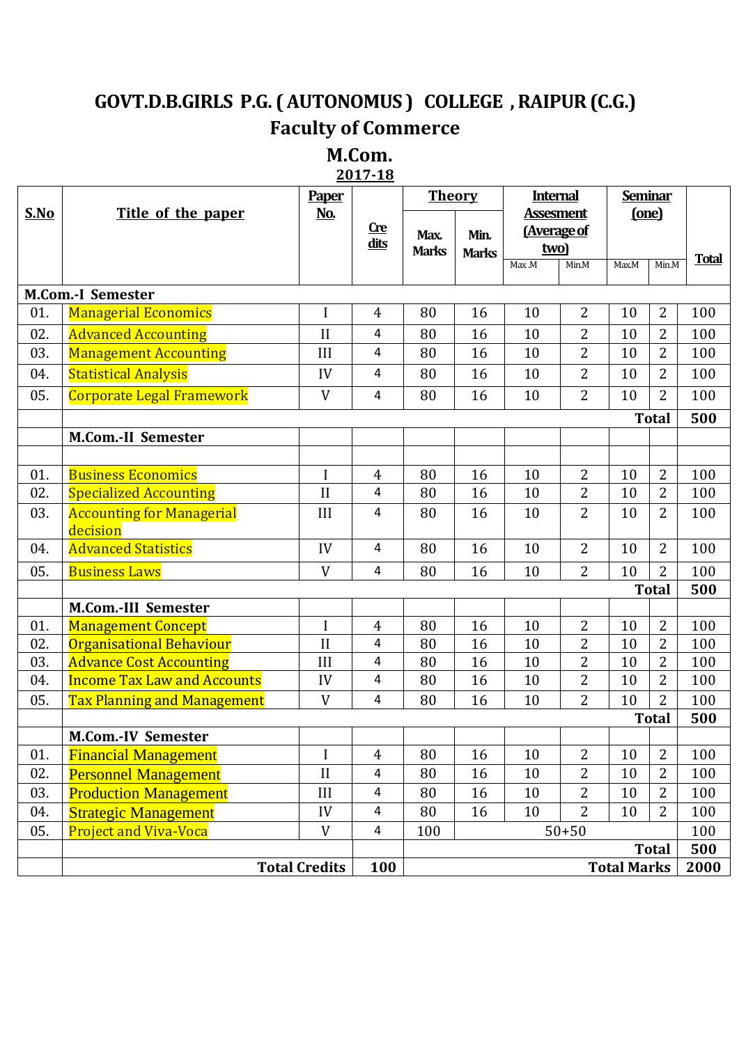# GOVT.D.B.GIRLS P.G. ( AUTONOMUS ) COLLEGE , RAIPUR (C.G.)

## Faculty of Commerce

## M.Com.

**2017-18**

| S.No | Title of the paper | Paper No. | Credits | Theory | | Internal Assesment (Average of two) | | Seminar (one) | | Total |
|---|---|---|---|---|---|---|---|---|---|---|
| | | | | Max. Marks | Min. Marks | Max .M | Min.M | Max.M | Min.M | |
| **M.Com.-I Semester** | | | | | | | | | | |
| 01. | Managerial Economics | I | 4 | 80 | 16 | 10 | 2 | 10 | 2 | 100 |
| 02. | Advanced Accounting | II | 4 | 80 | 16 | 10 | 2 | 10 | 2 | 100 |
| 03. | Management Accounting | III | 4 | 80 | 16 | 10 | 2 | 10 | 2 | 100 |
| 04. | Statistical Analysis | IV | 4 | 80 | 16 | 10 | 2 | 10 | 2 | 100 |
| 05. | Corporate Legal Framework | V | 4 | 80 | 16 | 10 | 2 | 10 | 2 | 100 |
| | | | | | | | | | **Total** | **500** |
| | **M.Com.-II Semester** | | | | | | | | | |
| 01. | Business Economics | I | 4 | 80 | 16 | 10 | 2 | 10 | 2 | 100 |
| 02. | Specialized Accounting | II | 4 | 80 | 16 | 10 | 2 | 10 | 2 | 100 |
| 03. | Accounting for Managerial decision | III | 4 | 80 | 16 | 10 | 2 | 10 | 2 | 100 |
| 04. | Advanced Statistics | IV | 4 | 80 | 16 | 10 | 2 | 10 | 2 | 100 |
| 05. | Business Laws | V | 4 | 80 | 16 | 10 | 2 | 10 | 2 | 100 |
| | | | | | | | | | **Total** | **500** |
| | **M.Com.-III Semester** | | | | | | | | | |
| 01. | Management Concept | I | 4 | 80 | 16 | 10 | 2 | 10 | 2 | 100 |
| 02. | Organisational Behaviour | II | 4 | 80 | 16 | 10 | 2 | 10 | 2 | 100 |
| 03. | Advance Cost Accounting | III | 4 | 80 | 16 | 10 | 2 | 10 | 2 | 100 |
| 04. | Income Tax Law and Accounts | IV | 4 | 80 | 16 | 10 | 2 | 10 | 2 | 100 |
| 05. | Tax Planning and Management | V | 4 | 80 | 16 | 10 | 2 | 10 | 2 | 100 |
| | | | | | | | | | **Total** | **500** |
| | **M.Com.-IV Semester** | | | | | | | | | |
| 01. | Financial Management | I | 4 | 80 | 16 | 10 | 2 | 10 | 2 | 100 |
| 02. | Personnel Management | II | 4 | 80 | 16 | 10 | 2 | 10 | 2 | 100 |
| 03. | Production Management | III | 4 | 80 | 16 | 10 | 2 | 10 | 2 | 100 |
| 04. | Strategic Management | IV | 4 | 80 | 16 | 10 | 2 | 10 | 2 | 100 |
| 05. | Project and Viva-Voca | V | 4 | 100 | 50+50 | | | | | 100 |
| | | | | | | | | | **Total** | **500** |
| | **Total Credits** | | **100** | | | | | | **Total Marks** | **2000** |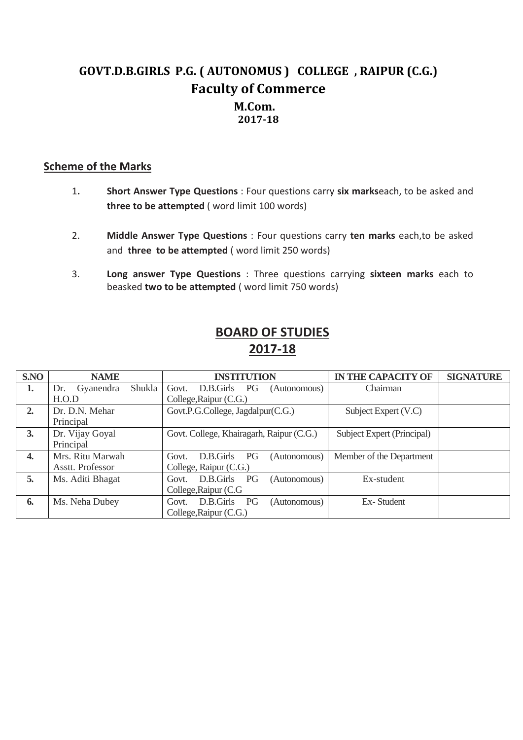# GOVT.D.B.GIRLS P.G. ( AUTONOMUS ) COLLEGE , RAIPUR (C.G.)

## Faculty of Commerce

### M.Com.

### 2017-18

**Scheme of the Marks**

1. **Short Answer Type Questions** : Four questions carry **six marks**each, to be asked and **three to be attempted** ( word limit 100 words)

2. **Middle Answer Type Questions** : Four questions carry **ten marks** each,to be asked and **three to be attempted** ( word limit 250 words)

3. **Long answer Type Questions** : Three questions carrying **sixteen marks** each to beasked **two to be attempted** ( word limit 750 words)

## BOARD OF STUDIES 2017-18

| S.NO | NAME | INSTITUTION | IN THE CAPACITY OF | SIGNATURE |
|---|---|---|---|---|
| 1. | Dr. Gyanendra Shukla H.O.D | Govt. D.B.Girls PG (Autonomous) College,Raipur (C.G.) | Chairman | |
| 2. | Dr. D.N. Mehar Principal | Govt.P.G.College, Jagdalpur(C.G.) | Subject Expert (V.C) | |
| 3. | Dr. Vijay Goyal Principal | Govt. College, Khairagarh, Raipur (C.G.) | Subject Expert (Principal) | |
| 4. | Mrs. Ritu Marwah Asstt. Professor | Govt. D.B.Girls PG (Autonomous) College, Raipur (C.G.) | Member of the Department | |
| 5. | Ms. Aditi Bhagat | Govt. D.B.Girls PG (Autonomous) College,Raipur (C.G | Ex-student | |
| 6. | Ms. Neha Dubey | Govt. D.B.Girls PG (Autonomous) College,Raipur (C.G.) | Ex- Student | |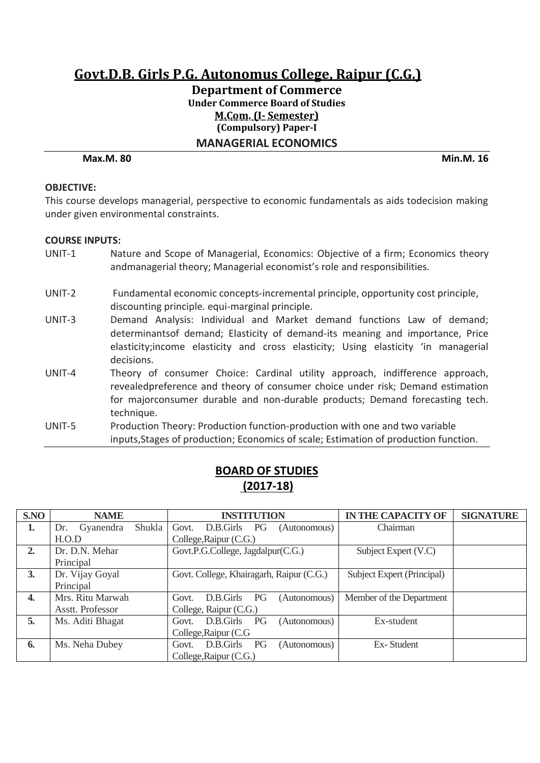# Govt.D.B. Girls P.G. Autonomus College, Raipur (C.G.)

## Department of Commerce

**Under Commerce Board of Studies**

**M.Com. (I- Semester)**

**(Compulsory) Paper-I**

## MANAGERIAL ECONOMICS

**Max.M. 80** **Min.M. 16**

**OBJECTIVE:**

This course develops managerial, perspective to economic fundamentals as aids todecision making under given environmental constraints.

**COURSE INPUTS:**

UNIT-1 Nature and Scope of Managerial, Economics: Objective of a firm; Economics theory andmanagerial theory; Managerial economist's role and responsibilities.

UNIT-2 Fundamental economic concepts-incremental principle, opportunity cost principle, discounting principle. equi-marginal principle.

UNIT-3 Demand Analysis: Individual and Market demand functions Law of demand; determinantsof demand; Elasticity of demand-its meaning and importance, Price elasticity;income elasticity and cross elasticity; Using elasticity 'in managerial decisions.

UNIT-4 Theory of consumer Choice: Cardinal utility approach, indifference approach, revealedpreference and theory of consumer choice under risk; Demand estimation for majorconsumer durable and non-durable products; Demand forecasting tech. technique.

UNIT-5 Production Theory: Production function-production with one and two variable inputs,Stages of production; Economics of scale; Estimation of production function.

## BOARD OF STUDIES (2017-18)

| S.NO | NAME | INSTITUTION | IN THE CAPACITY OF | SIGNATURE |
|---|---|---|---|---|
| 1. | Dr. Gyanendra Shukla H.O.D | Govt. D.B.Girls PG (Autonomous) College,Raipur (C.G.) | Chairman | |
| 2. | Dr. D.N. Mehar Principal | Govt.P.G.College, Jagdalpur(C.G.) | Subject Expert (V.C) | |
| 3. | Dr. Vijay Goyal Principal | Govt. College, Khairagarh, Raipur (C.G.) | Subject Expert (Principal) | |
| 4. | Mrs. Ritu Marwah Asstt. Professor | Govt. D.B.Girls PG (Autonomous) College, Raipur (C.G.) | Member of the Department | |
| 5. | Ms. Aditi Bhagat | Govt. D.B.Girls PG (Autonomous) College,Raipur (C.G | Ex-student | |
| 6. | Ms. Neha Dubey | Govt. D.B.Girls PG (Autonomous) College,Raipur (C.G.) | Ex- Student | |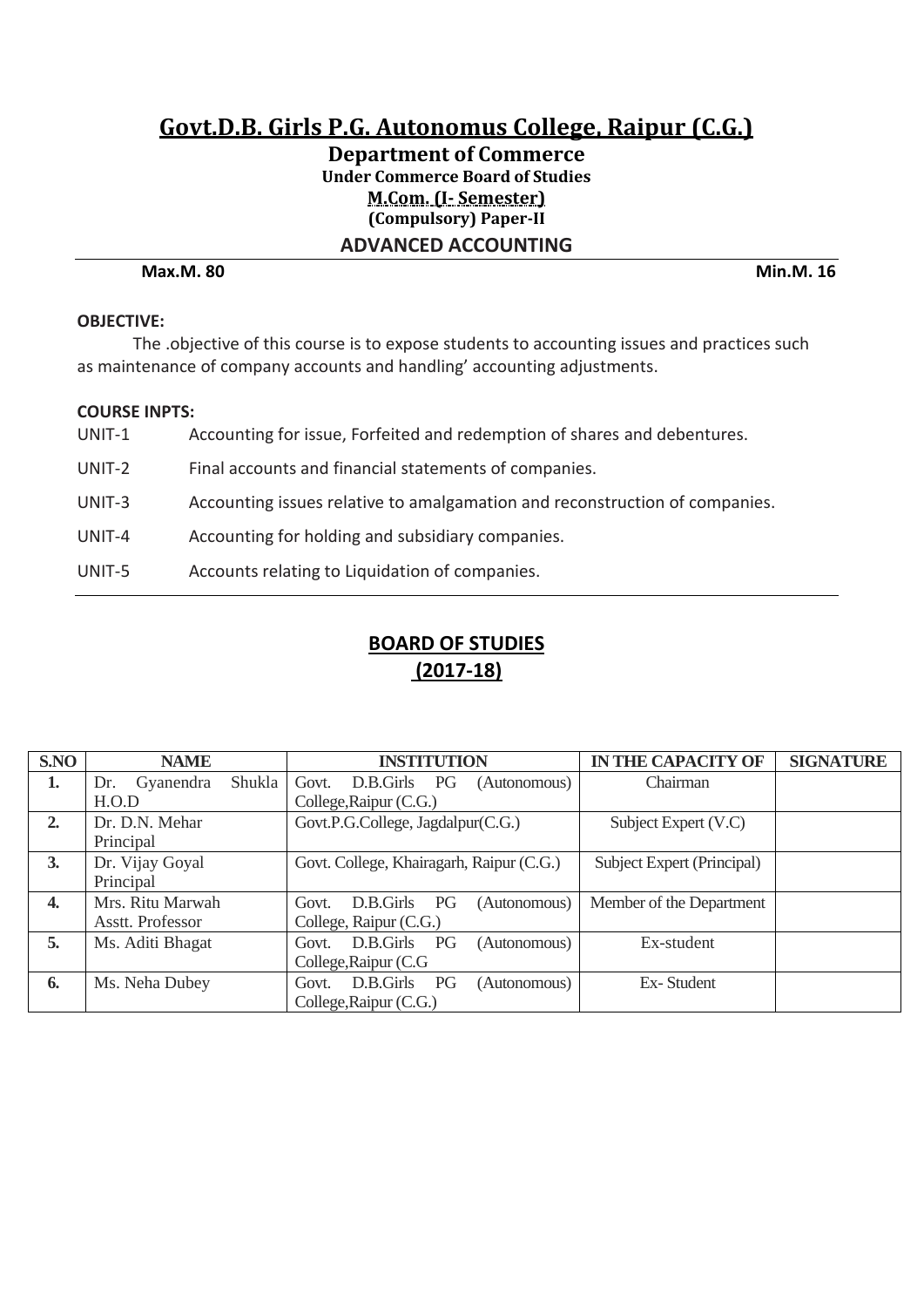# Govt.D.B. Girls P.G. Autonomus College, Raipur (C.G.)

## Department of Commerce

**Under Commerce Board of Studies**

**M.Com. (I- Semester)**

**(Compulsory) Paper-II**

## ADVANCED ACCOUNTING

**Max.M. 80** **Min.M. 16**

**OBJECTIVE:**

The .objective of this course is to expose students to accounting issues and practices such as maintenance of company accounts and handling' accounting adjustments.

**COURSE INPTS:**

UNIT-1 Accounting for issue, Forfeited and redemption of shares and debentures.

UNIT-2 Final accounts and financial statements of companies.

UNIT-3 Accounting issues relative to amalgamation and reconstruction of companies.

UNIT-4 Accounting for holding and subsidiary companies.

UNIT-5 Accounts relating to Liquidation of companies.

## BOARD OF STUDIES (2017-18)

| S.NO | NAME | INSTITUTION | IN THE CAPACITY OF | SIGNATURE |
|---|---|---|---|---|
| 1. | Dr. Gyanendra Shukla H.O.D | Govt. D.B.Girls PG (Autonomous) College,Raipur (C.G.) | Chairman | |
| 2. | Dr. D.N. Mehar Principal | Govt.P.G.College, Jagdalpur(C.G.) | Subject Expert (V.C) | |
| 3. | Dr. Vijay Goyal Principal | Govt. College, Khairagarh, Raipur (C.G.) | Subject Expert (Principal) | |
| 4. | Mrs. Ritu Marwah Asstt. Professor | Govt. D.B.Girls PG (Autonomous) College, Raipur (C.G.) | Member of the Department | |
| 5. | Ms. Aditi Bhagat | Govt. D.B.Girls PG (Autonomous) College,Raipur (C.G | Ex-student | |
| 6. | Ms. Neha Dubey | Govt. D.B.Girls PG (Autonomous) College,Raipur (C.G.) | Ex- Student | |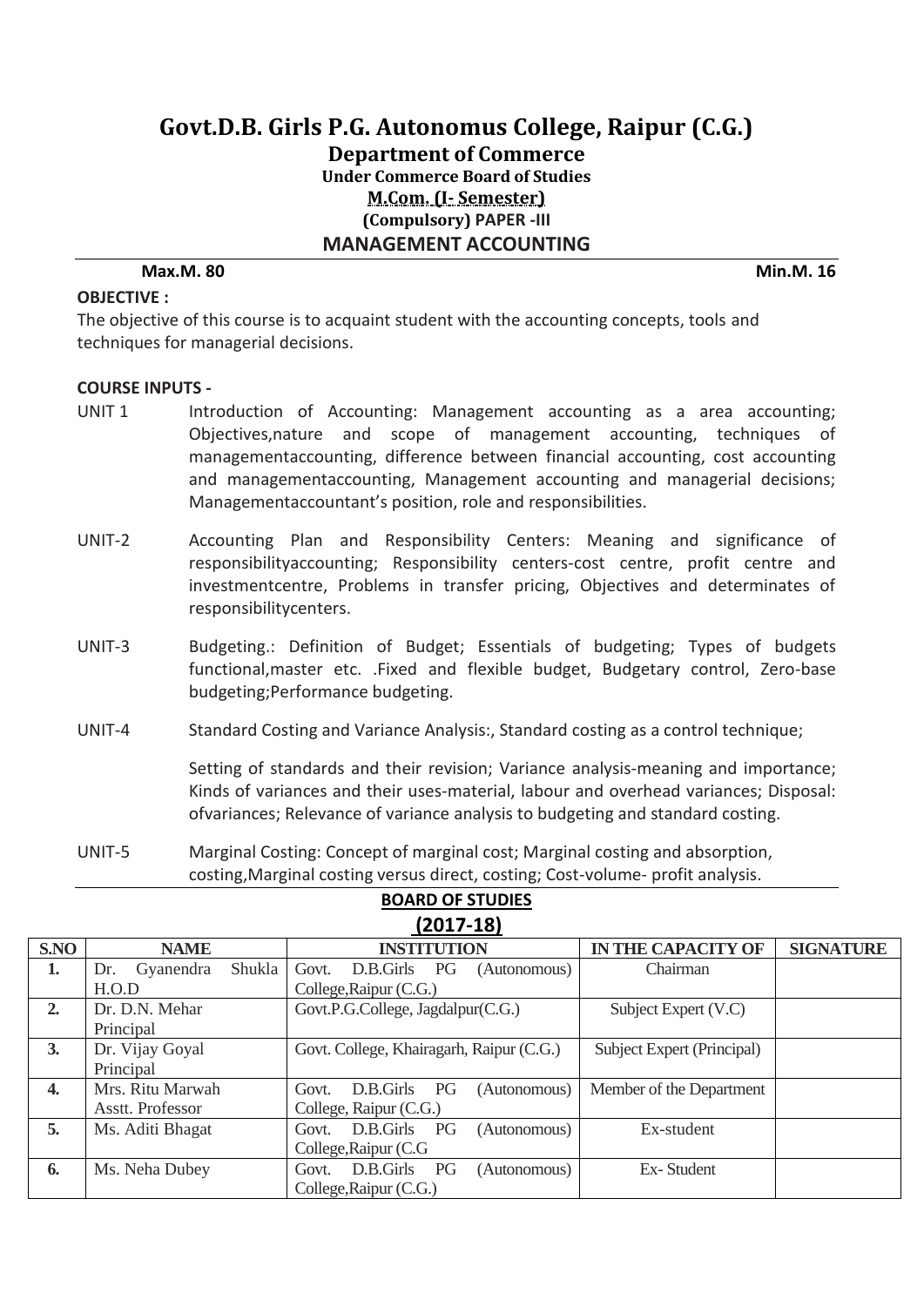# Govt.D.B. Girls P.G. Autonomus College, Raipur (C.G.)

## Department of Commerce

### Under Commerce Board of Studies

### M.Com. (I- Semester)

### (Compulsory) PAPER -III

### MANAGEMENT ACCOUNTING

**Max.M. 80** **Min.M. 16**

**OBJECTIVE :**

The objective of this course is to acquaint student with the accounting concepts, tools and techniques for managerial decisions.

**COURSE INPUTS -**

UNIT 1 Introduction of Accounting: Management accounting as a area accounting; Objectives,nature and scope of management accounting, techniques of managementaccounting, difference between financial accounting, cost accounting and managementaccounting, Management accounting and managerial decisions; Managementaccountant's position, role and responsibilities.

UNIT-2 Accounting Plan and Responsibility Centers: Meaning and significance of responsibilityaccounting; Responsibility centers-cost centre, profit centre and investmentcentre, Problems in transfer pricing, Objectives and determinates of responsibilitycenters.

UNIT-3 Budgeting.: Definition of Budget; Essentials of budgeting; Types of budgets functional,master etc. .Fixed and flexible budget, Budgetary control, Zero-base budgeting;Performance budgeting.

UNIT-4 Standard Costing and Variance Analysis:, Standard costing as a control technique;

Setting of standards and their revision; Variance analysis-meaning and importance; Kinds of variances and their uses-material, labour and overhead variances; Disposal: ofvariances; Relevance of variance analysis to budgeting and standard costing.

UNIT-5 Marginal Costing: Concept of marginal cost; Marginal costing and absorption, costing,Marginal costing versus direct, costing; Cost-volume- profit analysis.

**BOARD OF STUDIES**

**(2017-18)**

| S.NO | NAME | INSTITUTION | IN THE CAPACITY OF | SIGNATURE |
|---|---|---|---|---|
| 1. | Dr. Gyanendra Shukla H.O.D | Govt. D.B.Girls PG (Autonomous) College,Raipur (C.G.) | Chairman | |
| 2. | Dr. D.N. Mehar Principal | Govt.P.G.College, Jagdalpur(C.G.) | Subject Expert (V.C) | |
| 3. | Dr. Vijay Goyal Principal | Govt. College, Khairagarh, Raipur (C.G.) | Subject Expert (Principal) | |
| 4. | Mrs. Ritu Marwah Asstt. Professor | Govt. D.B.Girls PG (Autonomous) College, Raipur (C.G.) | Member of the Department | |
| 5. | Ms. Aditi Bhagat | Govt. D.B.Girls PG (Autonomous) College,Raipur (C.G | Ex-student | |
| 6. | Ms. Neha Dubey | Govt. D.B.Girls PG (Autonomous) College,Raipur (C.G.) | Ex- Student | |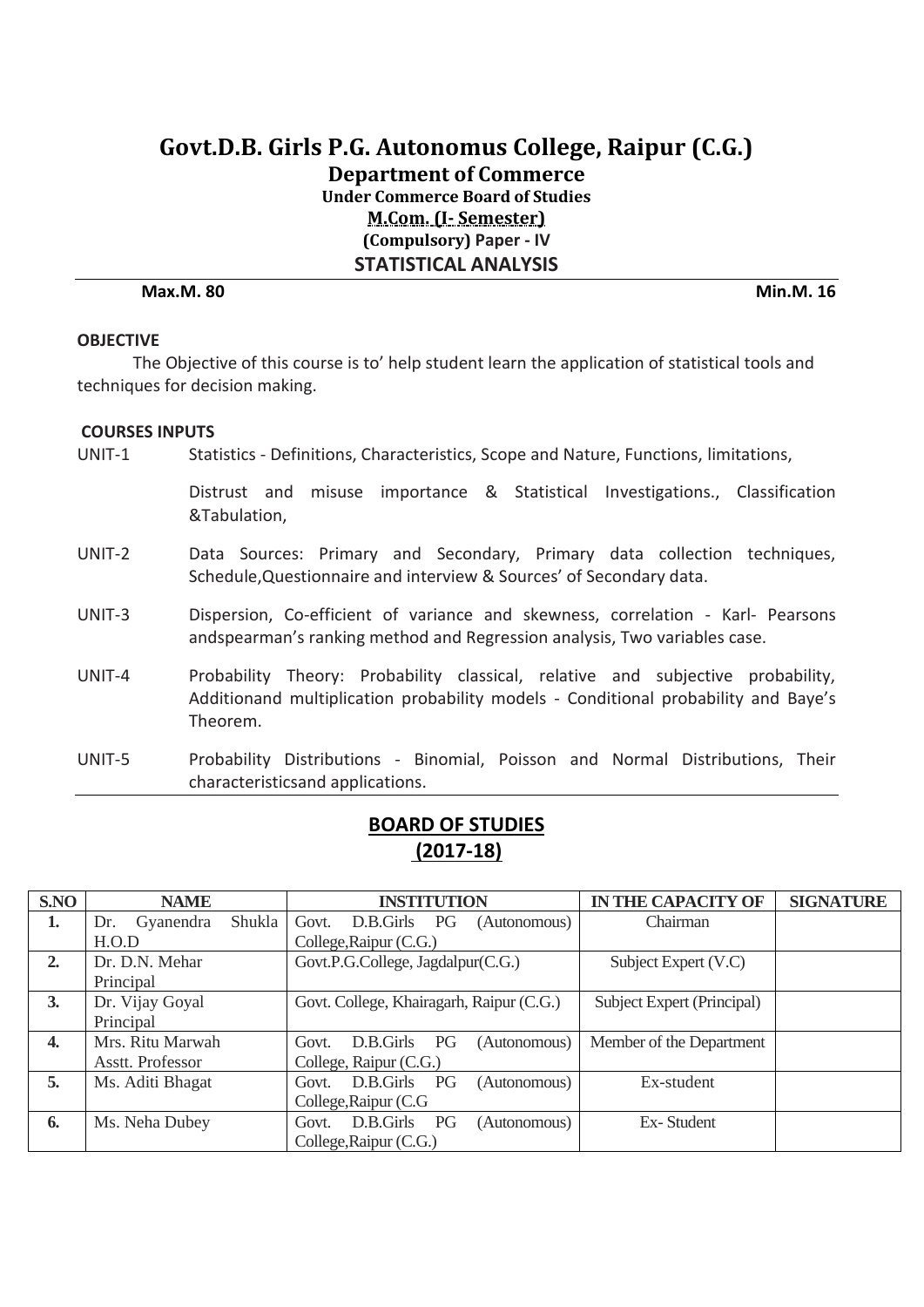# Govt.D.B. Girls P.G. Autonomus College, Raipur (C.G.)

## Department of Commerce

### Under Commerce Board of Studies

### M.Com. (I- Semester)

### (Compulsory) Paper - IV

### STATISTICAL ANALYSIS

**Max.M. 80** **Min.M. 16**

**OBJECTIVE**

The Objective of this course is to' help student learn the application of statistical tools and techniques for decision making.

**COURSES INPUTS**

UNIT-1 Statistics - Definitions, Characteristics, Scope and Nature, Functions, limitations,

Distrust and misuse importance & Statistical Investigations., Classification &Tabulation,

UNIT-2 Data Sources: Primary and Secondary, Primary data collection techniques, Schedule,Questionnaire and interview & Sources' of Secondary data.

UNIT-3 Dispersion, Co-efficient of variance and skewness, correlation - Karl- Pearsons andspearman's ranking method and Regression analysis, Two variables case.

UNIT-4 Probability Theory: Probability classical, relative and subjective probability, Additionand multiplication probability models - Conditional probability and Baye's Theorem.

UNIT-5 Probability Distributions - Binomial, Poisson and Normal Distributions, Their characteristicsand applications.

## BOARD OF STUDIES (2017-18)

| S.NO | NAME | INSTITUTION | IN THE CAPACITY OF | SIGNATURE |
|---|---|---|---|---|
| 1. | Dr. Gyanendra Shukla H.O.D | Govt. D.B.Girls PG (Autonomous) College,Raipur (C.G.) | Chairman | |
| 2. | Dr. D.N. Mehar Principal | Govt.P.G.College, Jagdalpur(C.G.) | Subject Expert (V.C) | |
| 3. | Dr. Vijay Goyal Principal | Govt. College, Khairagarh, Raipur (C.G.) | Subject Expert (Principal) | |
| 4. | Mrs. Ritu Marwah Asstt. Professor | Govt. D.B.Girls PG (Autonomous) College, Raipur (C.G.) | Member of the Department | |
| 5. | Ms. Aditi Bhagat | Govt. D.B.Girls PG (Autonomous) College,Raipur (C.G | Ex-student | |
| 6. | Ms. Neha Dubey | Govt. D.B.Girls PG (Autonomous) College,Raipur (C.G.) | Ex- Student | |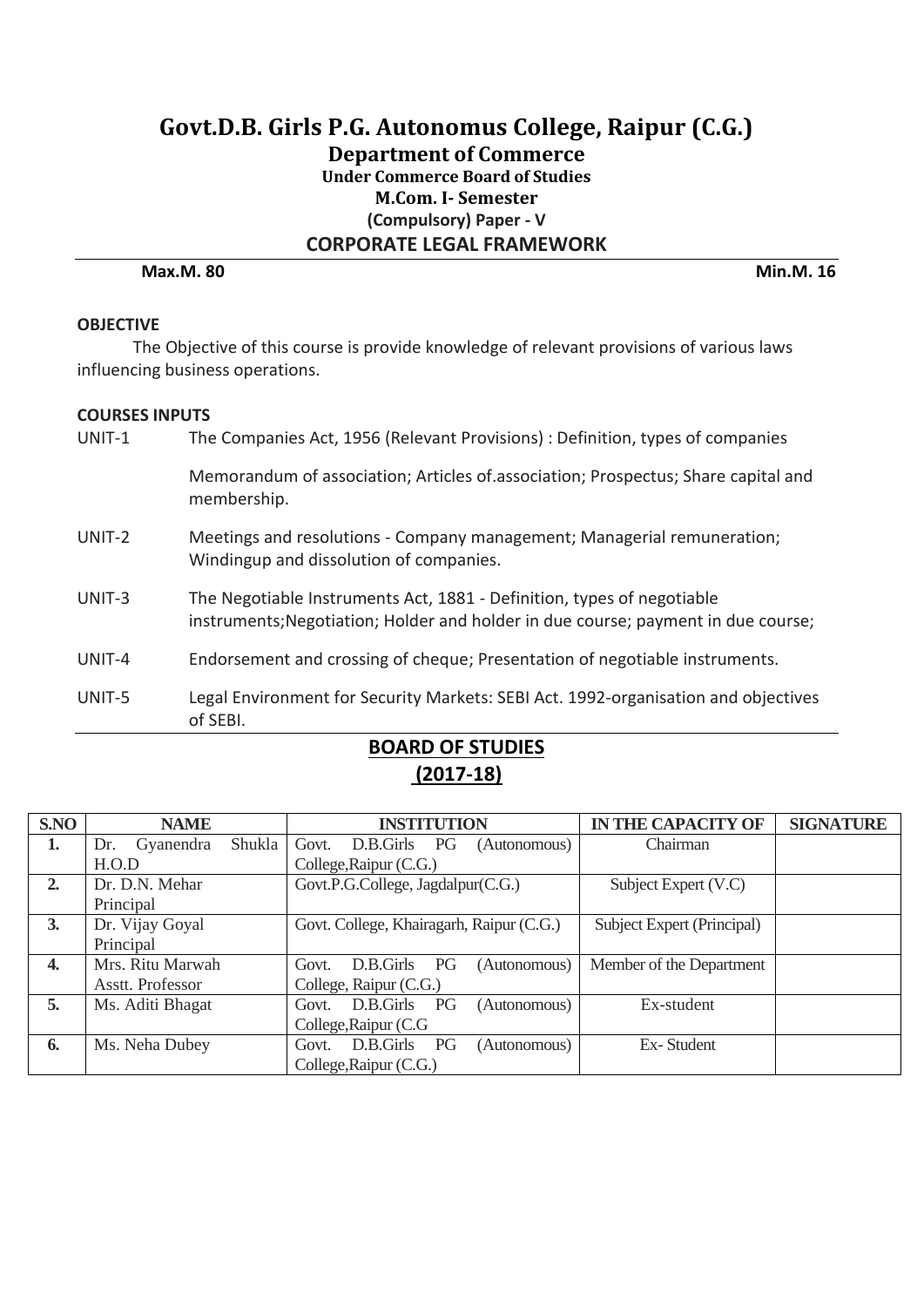# Govt.D.B. Girls P.G. Autonomus College, Raipur (C.G.)

## Department of Commerce

### Under Commerce Board of Studies

### M.Com. I- Semester

**(Compulsory) Paper - V**

## CORPORATE LEGAL FRAMEWORK

**Max.M. 80** **Min.M. 16**

**OBJECTIVE**

The Objective of this course is provide knowledge of relevant provisions of various laws influencing business operations.

**COURSES INPUTS**

UNIT-1 The Companies Act, 1956 (Relevant Provisions) : Definition, types of companies

Memorandum of association; Articles of.association; Prospectus; Share capital and membership.

UNIT-2 Meetings and resolutions - Company management; Managerial remuneration; Windingup and dissolution of companies.

UNIT-3 The Negotiable Instruments Act, 1881 - Definition, types of negotiable instruments;Negotiation; Holder and holder in due course; payment in due course;

UNIT-4 Endorsement and crossing of cheque; Presentation of negotiable instruments.

UNIT-5 Legal Environment for Security Markets: SEBI Act. 1992-organisation and objectives of SEBI.

## BOARD OF STUDIES

## (2017-18)

| S.NO | NAME | INSTITUTION | IN THE CAPACITY OF | SIGNATURE |
|---|---|---|---|---|
| 1. | Dr. Gyanendra Shukla H.O.D | Govt. D.B.Girls PG (Autonomous) College,Raipur (C.G.) | Chairman | |
| 2. | Dr. D.N. Mehar Principal | Govt.P.G.College, Jagdalpur(C.G.) | Subject Expert (V.C) | |
| 3. | Dr. Vijay Goyal Principal | Govt. College, Khairagarh, Raipur (C.G.) | Subject Expert (Principal) | |
| 4. | Mrs. Ritu Marwah Asstt. Professor | Govt. D.B.Girls PG (Autonomous) College, Raipur (C.G.) | Member of the Department | |
| 5. | Ms. Aditi Bhagat | Govt. D.B.Girls PG (Autonomous) College,Raipur (C.G | Ex-student | |
| 6. | Ms. Neha Dubey | Govt. D.B.Girls PG (Autonomous) College,Raipur (C.G.) | Ex- Student | |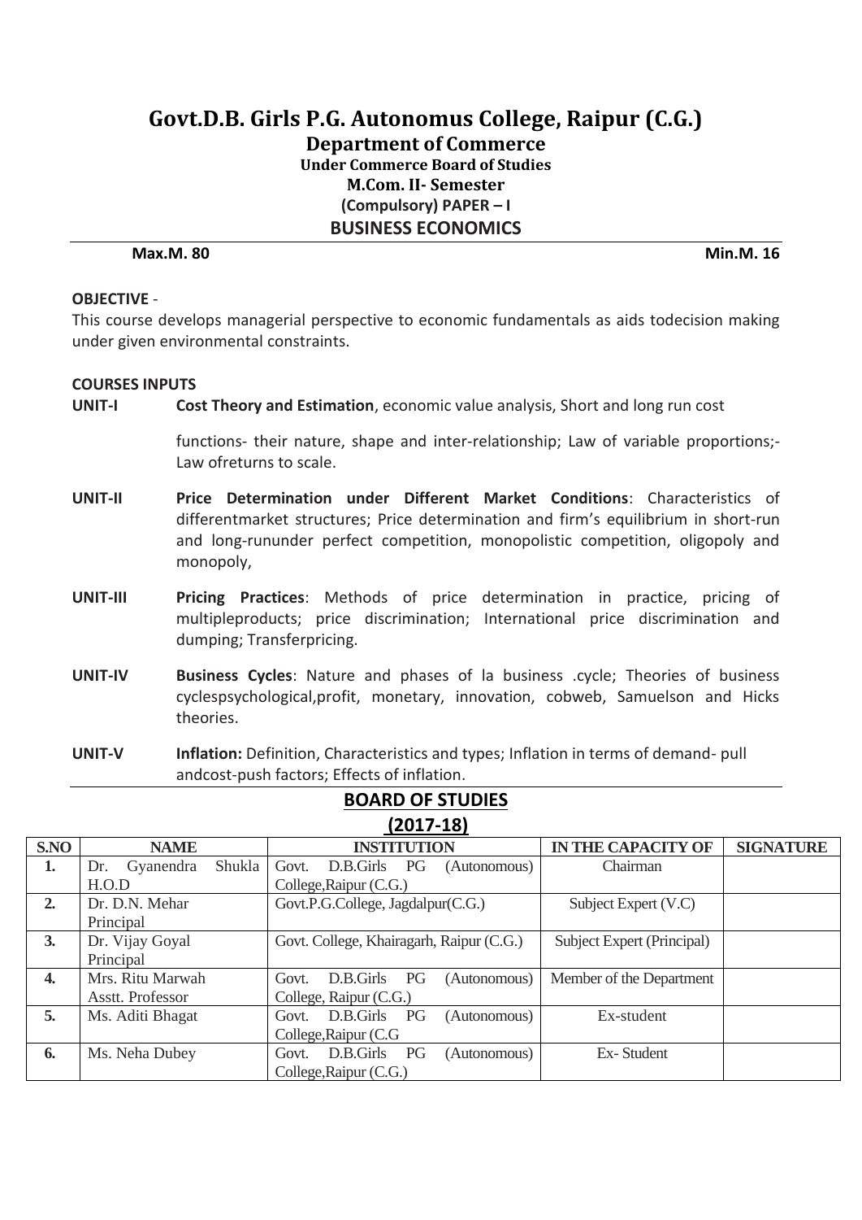# Govt.D.B. Girls P.G. Autonomus College, Raipur (C.G.)

## Department of Commerce

### Under Commerce Board of Studies

### M.Com. II- Semester

### (Compulsory) PAPER – I

### BUSINESS ECONOMICS

**Max.M. 80** **Min.M. 16**

**OBJECTIVE** -

This course develops managerial perspective to economic fundamentals as aids todecision making under given environmental constraints.

**COURSES INPUTS**

**UNIT-I** **Cost Theory and Estimation**, economic value analysis, Short and long run cost functions- their nature, shape and inter-relationship; Law of variable proportions;- Law ofreturns to scale.

**UNIT-II** **Price Determination under Different Market Conditions**: Characteristics of differentmarket structures; Price determination and firm's equilibrium in short-run and long-rununder perfect competition, monopolistic competition, oligopoly and monopoly,

**UNIT-III** **Pricing Practices**: Methods of price determination in practice, pricing of multipleproducts; price discrimination; International price discrimination and dumping; Transferpricing.

**UNIT-IV** **Business Cycles**: Nature and phases of la business .cycle; Theories of business cyclespsychological,profit, monetary, innovation, cobweb, Samuelson and Hicks theories.

**UNIT-V** **Inflation:** Definition, Characteristics and types; Inflation in terms of demand- pull andcost-push factors; Effects of inflation.

## BOARD OF STUDIES

## (2017-18)

| S.NO | NAME | INSTITUTION | IN THE CAPACITY OF | SIGNATURE |
|---|---|---|---|---|
| 1. | Dr. Gyanendra Shukla H.O.D | Govt. D.B.Girls PG (Autonomous) College,Raipur (C.G.) | Chairman | |
| 2. | Dr. D.N. Mehar Principal | Govt.P.G.College, Jagdalpur(C.G.) | Subject Expert (V.C) | |
| 3. | Dr. Vijay Goyal Principal | Govt. College, Khairagarh, Raipur (C.G.) | Subject Expert (Principal) | |
| 4. | Mrs. Ritu Marwah Asstt. Professor | Govt. D.B.Girls PG (Autonomous) College, Raipur (C.G.) | Member of the Department | |
| 5. | Ms. Aditi Bhagat | Govt. D.B.Girls PG (Autonomous) College,Raipur (C.G | Ex-student | |
| 6. | Ms. Neha Dubey | Govt. D.B.Girls PG (Autonomous) College,Raipur (C.G.) | Ex- Student | |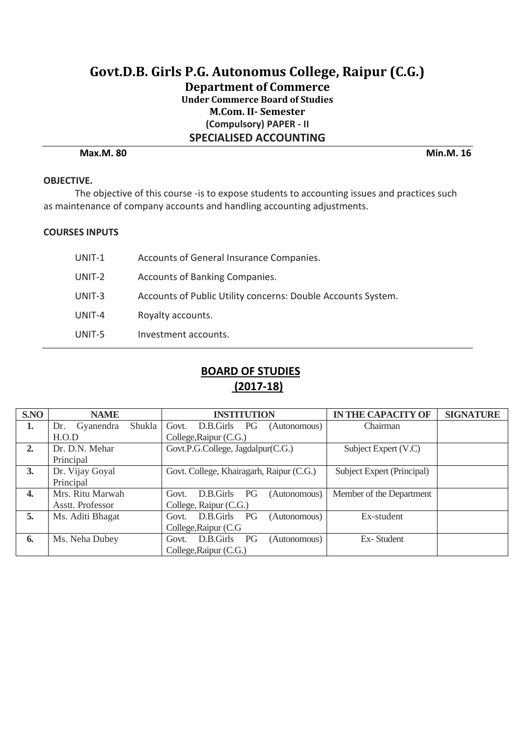# Govt.D.B. Girls P.G. Autonomus College, Raipur (C.G.)

## Department of Commerce

### Under Commerce Board of Studies

### M.Com. II- Semester

### (Compulsory) PAPER - II

### SPECIALISED ACCOUNTING

**Max.M. 80** **Min.M. 16**

**OBJECTIVE.**

The objective of this course -is to expose students to accounting issues and practices such as maintenance of company accounts and handling accounting adjustments.

**COURSES INPUTS**

| | |
|---|---|
| UNIT-1 | Accounts of General Insurance Companies. |
| UNIT-2 | Accounts of Banking Companies. |
| UNIT-3 | Accounts of Public Utility concerns: Double Accounts System. |
| UNIT-4 | Royalty accounts. |
| UNIT-5 | Investment accounts. |

## BOARD OF STUDIES (2017-18)

| S.NO | NAME | INSTITUTION | IN THE CAPACITY OF | SIGNATURE |
|---|---|---|---|---|
| 1. | Dr. Gyanendra Shukla H.O.D | Govt. D.B.Girls PG (Autonomous) College,Raipur (C.G.) | Chairman | |
| 2. | Dr. D.N. Mehar Principal | Govt.P.G.College, Jagdalpur(C.G.) | Subject Expert (V.C) | |
| 3. | Dr. Vijay Goyal Principal | Govt. College, Khairagarh, Raipur (C.G.) | Subject Expert (Principal) | |
| 4. | Mrs. Ritu Marwah Asstt. Professor | Govt. D.B.Girls PG (Autonomous) College, Raipur (C.G.) | Member of the Department | |
| 5. | Ms. Aditi Bhagat | Govt. D.B.Girls PG (Autonomous) College,Raipur (C.G | Ex-student | |
| 6. | Ms. Neha Dubey | Govt. D.B.Girls PG (Autonomous) College,Raipur (C.G.) | Ex- Student | |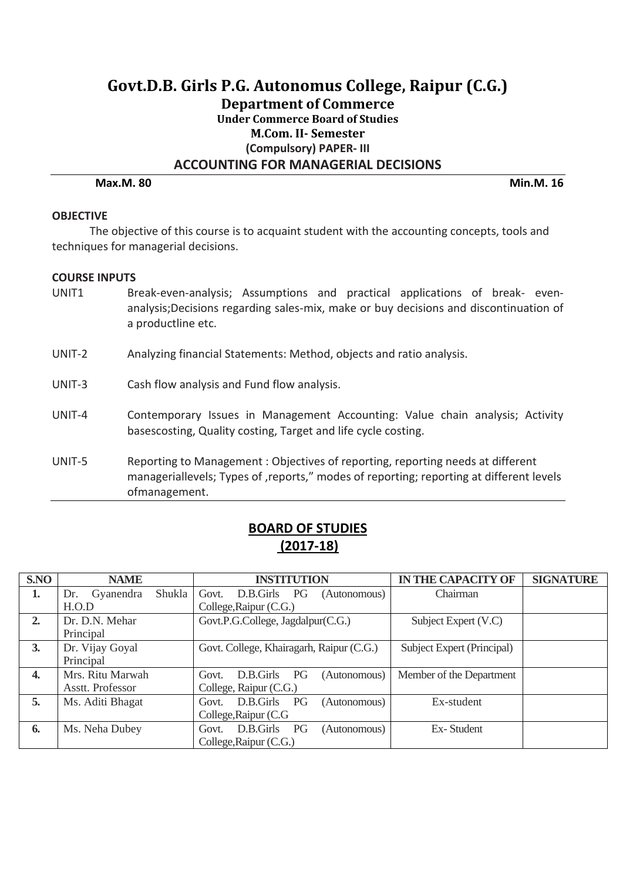# Govt.D.B. Girls P.G. Autonomus College, Raipur (C.G.)

## Department of Commerce

### Under Commerce Board of Studies

### M.Com. II- Semester

### (Compulsory) PAPER- III

### ACCOUNTING FOR MANAGERIAL DECISIONS

**Max.M. 80** **Min.M. 16**

**OBJECTIVE**

The objective of this course is to acquaint student with the accounting concepts, tools and techniques for managerial decisions.

**COURSE INPUTS**

UNIT1 Break-even-analysis; Assumptions and practical applications of break- even-analysis;Decisions regarding sales-mix, make or buy decisions and discontinuation of a productline etc.

UNIT-2 Analyzing financial Statements: Method, objects and ratio analysis.

UNIT-3 Cash flow analysis and Fund flow analysis.

UNIT-4 Contemporary Issues in Management Accounting: Value chain analysis; Activity basescosting, Quality costing, Target and life cycle costing.

UNIT-5 Reporting to Management : Objectives of reporting, reporting needs at different manageriallevels; Types of ,reports," modes of reporting; reporting at different levels ofmanagement.

## BOARD OF STUDIES (2017-18)

| S.NO | NAME | INSTITUTION | IN THE CAPACITY OF | SIGNATURE |
|---|---|---|---|---|
| 1. | Dr. Gyanendra Shukla H.O.D | Govt. D.B.Girls PG (Autonomous) College,Raipur (C.G.) | Chairman | |
| 2. | Dr. D.N. Mehar Principal | Govt.P.G.College, Jagdalpur(C.G.) | Subject Expert (V.C) | |
| 3. | Dr. Vijay Goyal Principal | Govt. College, Khairagarh, Raipur (C.G.) | Subject Expert (Principal) | |
| 4. | Mrs. Ritu Marwah Asstt. Professor | Govt. D.B.Girls PG (Autonomous) College, Raipur (C.G.) | Member of the Department | |
| 5. | Ms. Aditi Bhagat | Govt. D.B.Girls PG (Autonomous) College,Raipur (C.G | Ex-student | |
| 6. | Ms. Neha Dubey | Govt. D.B.Girls PG (Autonomous) College,Raipur (C.G.) | Ex- Student | |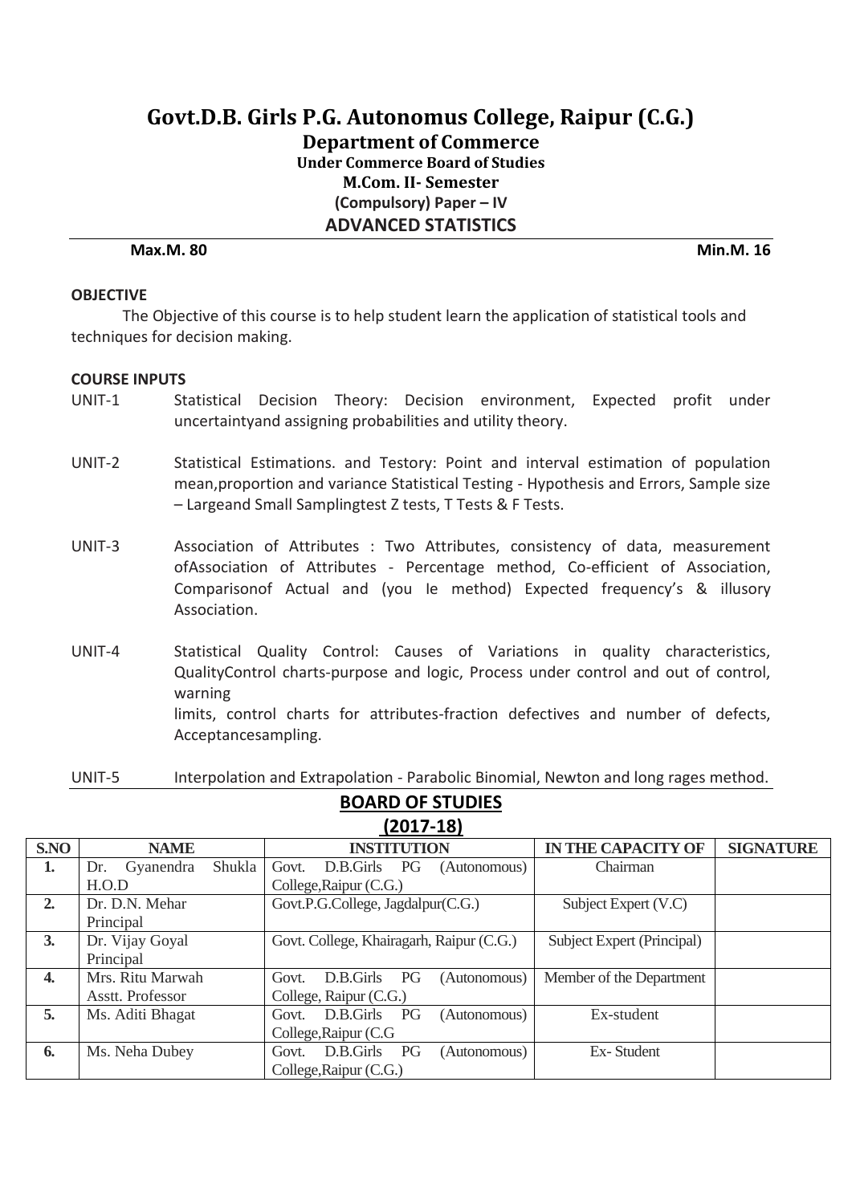# Govt.D.B. Girls P.G. Autonomus College, Raipur (C.G.)

## Department of Commerce

### Under Commerce Board of Studies

### M.Com. II- Semester

### (Compulsory) Paper – IV

### ADVANCED STATISTICS

**Max.M. 80** **Min.M. 16**

**OBJECTIVE**

The Objective of this course is to help student learn the application of statistical tools and techniques for decision making.

**COURSE INPUTS**

UNIT-1 Statistical Decision Theory: Decision environment, Expected profit under uncertaintyand assigning probabilities and utility theory.

UNIT-2 Statistical Estimations. and Testory: Point and interval estimation of population mean,proportion and variance Statistical Testing - Hypothesis and Errors, Sample size – Largeand Small Samplingtest Z tests, T Tests & F Tests.

UNIT-3 Association of Attributes : Two Attributes, consistency of data, measurement ofAssociation of Attributes - Percentage method, Co-efficient of Association, Comparisonof Actual and (you Ie method) Expected frequency's & illusory Association.

UNIT-4 Statistical Quality Control: Causes of Variations in quality characteristics, QualityControl charts-purpose and logic, Process under control and out of control, warning
limits, control charts for attributes-fraction defectives and number of defects, Acceptancesampling.

UNIT-5 Interpolation and Extrapolation - Parabolic Binomial, Newton and long rages method.

## BOARD OF STUDIES

## (2017-18)

| S.NO | NAME | INSTITUTION | IN THE CAPACITY OF | SIGNATURE |
|---|---|---|---|---|
| 1. | Dr. Gyanendra Shukla H.O.D | Govt. D.B.Girls PG (Autonomous) College,Raipur (C.G.) | Chairman | |
| 2. | Dr. D.N. Mehar Principal | Govt.P.G.College, Jagdalpur(C.G.) | Subject Expert (V.C) | |
| 3. | Dr. Vijay Goyal Principal | Govt. College, Khairagarh, Raipur (C.G.) | Subject Expert (Principal) | |
| 4. | Mrs. Ritu Marwah Asstt. Professor | Govt. D.B.Girls PG (Autonomous) College, Raipur (C.G.) | Member of the Department | |
| 5. | Ms. Aditi Bhagat | Govt. D.B.Girls PG (Autonomous) College,Raipur (C.G | Ex-student | |
| 6. | Ms. Neha Dubey | Govt. D.B.Girls PG (Autonomous) College,Raipur (C.G.) | Ex- Student | |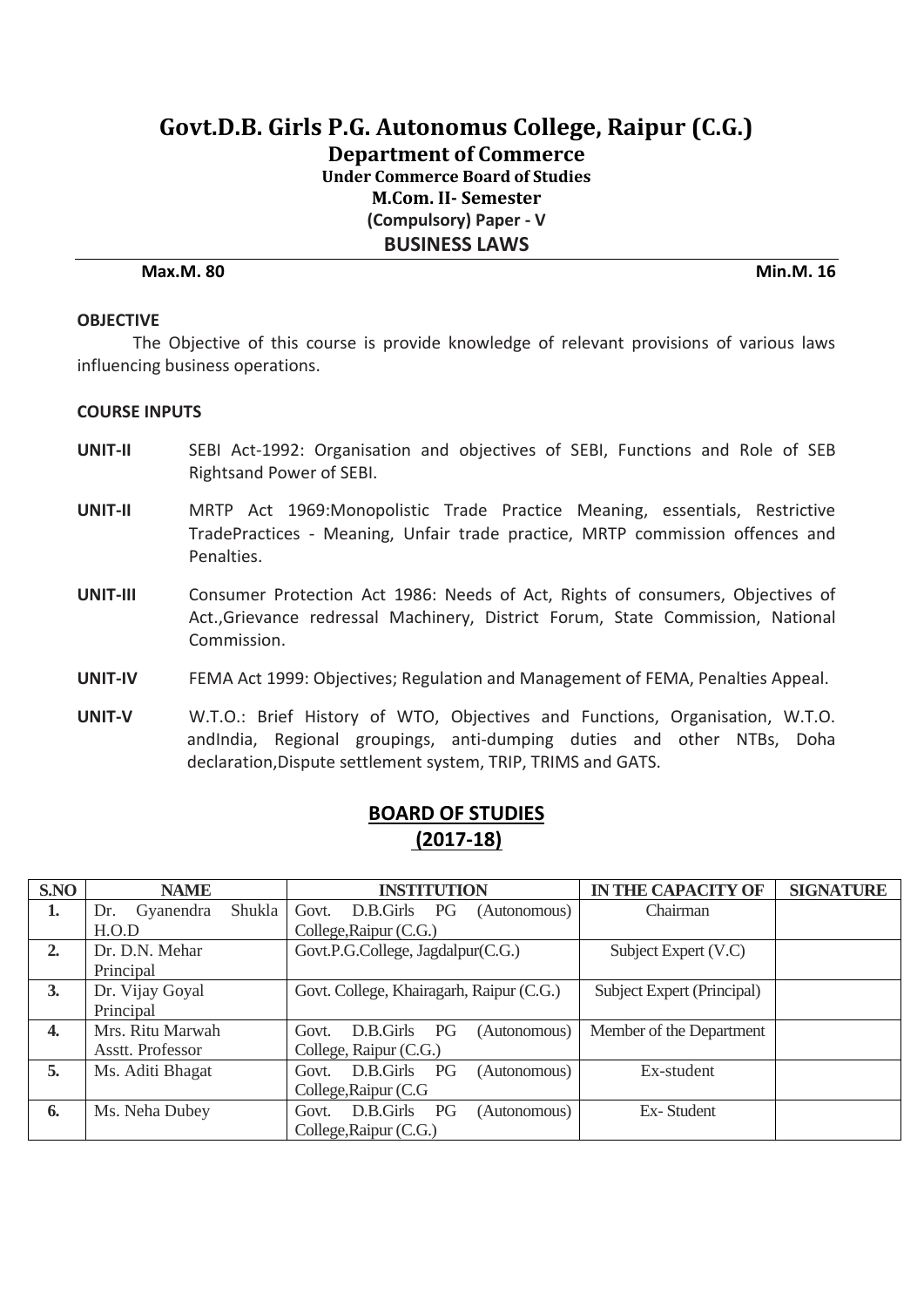# Govt.D.B. Girls P.G. Autonomus College, Raipur (C.G.)

## Department of Commerce

**Under Commerce Board of Studies**

**M.Com. II- Semester**

**(Compulsory) Paper - V**

**BUSINESS LAWS**

**Max.M. 80** **Min.M. 16**

**OBJECTIVE**

The Objective of this course is provide knowledge of relevant provisions of various laws influencing business operations.

**COURSE INPUTS**

**UNIT-II** SEBI Act-1992: Organisation and objectives of SEBI, Functions and Role of SEB Rightsand Power of SEBI.

**UNIT-II** MRTP Act 1969:Monopolistic Trade Practice Meaning, essentials, Restrictive TradePractices - Meaning, Unfair trade practice, MRTP commission offences and Penalties.

**UNIT-III** Consumer Protection Act 1986: Needs of Act, Rights of consumers, Objectives of Act.,Grievance redressal Machinery, District Forum, State Commission, National Commission.

**UNIT-IV** FEMA Act 1999: Objectives; Regulation and Management of FEMA, Penalties Appeal.

**UNIT-V** W.T.O.: Brief History of WTO, Objectives and Functions, Organisation, W.T.O. andIndia, Regional groupings, anti-dumping duties and other NTBs, Doha declaration,Dispute settlement system, TRIP, TRIMS and GATS.

## BOARD OF STUDIES (2017-18)

| S.NO | NAME | INSTITUTION | IN THE CAPACITY OF | SIGNATURE |
|---|---|---|---|---|
| 1. | Dr. Gyanendra Shukla H.O.D | Govt. D.B.Girls PG (Autonomous) College,Raipur (C.G.) | Chairman | |
| 2. | Dr. D.N. Mehar Principal | Govt.P.G.College, Jagdalpur(C.G.) | Subject Expert (V.C) | |
| 3. | Dr. Vijay Goyal Principal | Govt. College, Khairagarh, Raipur (C.G.) | Subject Expert (Principal) | |
| 4. | Mrs. Ritu Marwah Asstt. Professor | Govt. D.B.Girls PG (Autonomous) College, Raipur (C.G.) | Member of the Department | |
| 5. | Ms. Aditi Bhagat | Govt. D.B.Girls PG (Autonomous) College,Raipur (C.G | Ex-student | |
| 6. | Ms. Neha Dubey | Govt. D.B.Girls PG (Autonomous) College,Raipur (C.G.) | Ex- Student | |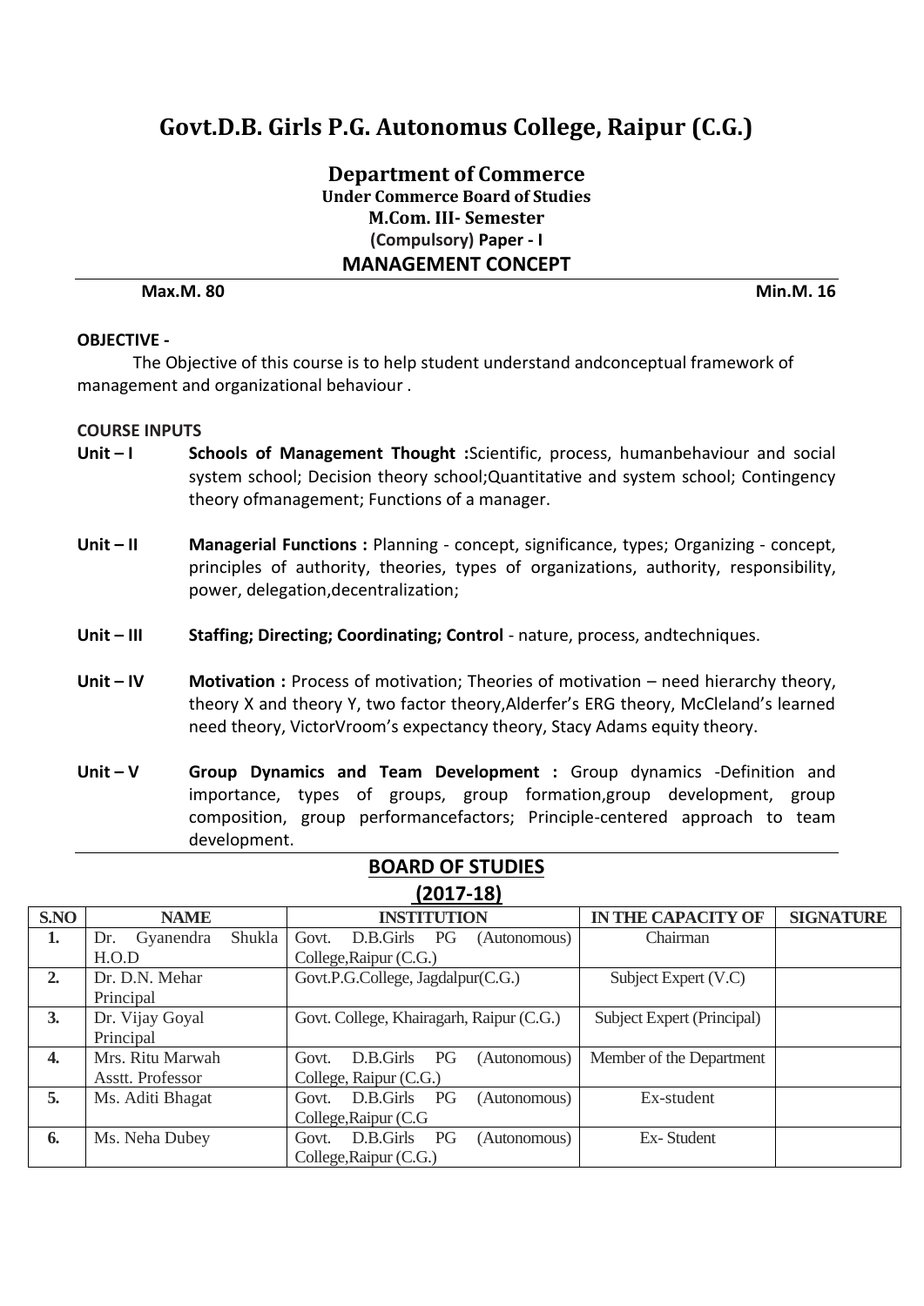# Govt.D.B. Girls P.G. Autonomus College, Raipur (C.G.)

## Department of Commerce

**Under Commerce Board of Studies**

**M.Com. III- Semester**

**(Compulsory) Paper - I**

**MANAGEMENT CONCEPT**

**Max.M. 80** **Min.M. 16**

**OBJECTIVE -**

The Objective of this course is to help student understand andconceptual framework of management and organizational behaviour .

**COURSE INPUTS**

**Unit – I** **Schools of Management Thought :**Scientific, process, humanbehaviour and social system school; Decision theory school;Quantitative and system school; Contingency theory ofmanagement; Functions of a manager.

**Unit – II** **Managerial Functions :** Planning - concept, significance, types; Organizing - concept, principles of authority, theories, types of organizations, authority, responsibility, power, delegation,decentralization;

**Unit – III** **Staffing; Directing; Coordinating; Control** - nature, process, andtechniques.

**Unit – IV** **Motivation :** Process of motivation; Theories of motivation – need hierarchy theory, theory X and theory Y, two factor theory,Alderfer's ERG theory, McCleland's learned need theory, VictorVroom's expectancy theory, Stacy Adams equity theory.

**Unit – V** **Group Dynamics and Team Development :** Group dynamics -Definition and importance, types of groups, group formation,group development, group composition, group performancefactors; Principle-centered approach to team development.

**BOARD OF STUDIES**

**(2017-18)**

| S.NO | NAME | INSTITUTION | IN THE CAPACITY OF | SIGNATURE |
|---|---|---|---|---|
| 1. | Dr. Gyanendra Shukla H.O.D | Govt. D.B.Girls PG (Autonomous) College,Raipur (C.G.) | Chairman | |
| 2. | Dr. D.N. Mehar Principal | Govt.P.G.College, Jagdalpur(C.G.) | Subject Expert (V.C) | |
| 3. | Dr. Vijay Goyal Principal | Govt. College, Khairagarh, Raipur (C.G.) | Subject Expert (Principal) | |
| 4. | Mrs. Ritu Marwah Asstt. Professor | Govt. D.B.Girls PG (Autonomous) College, Raipur (C.G.) | Member of the Department | |
| 5. | Ms. Aditi Bhagat | Govt. D.B.Girls PG (Autonomous) College,Raipur (C.G | Ex-student | |
| 6. | Ms. Neha Dubey | Govt. D.B.Girls PG (Autonomous) College,Raipur (C.G.) | Ex- Student | |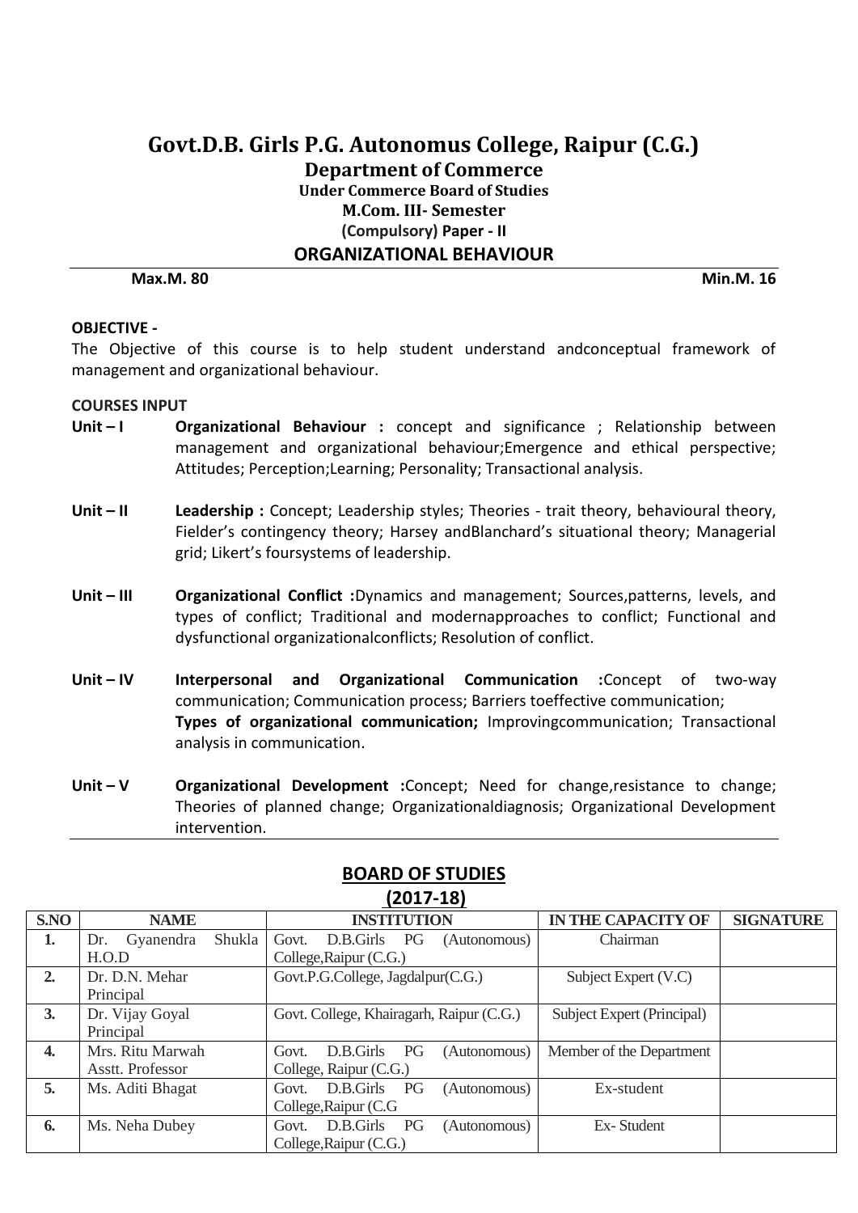# Govt.D.B. Girls P.G. Autonomus College, Raipur (C.G.)

## Department of Commerce

### Under Commerce Board of Studies

### M.Com. III- Semester

### (Compulsory) Paper - II

### ORGANIZATIONAL BEHAVIOUR

**Max.M. 80** **Min.M. 16**

**OBJECTIVE -**

The Objective of this course is to help student understand andconceptual framework of management and organizational behaviour.

**COURSES INPUT**

**Unit – I** **Organizational Behaviour :** concept and significance ; Relationship between management and organizational behaviour;Emergence and ethical perspective; Attitudes; Perception;Learning; Personality; Transactional analysis.

**Unit – II** **Leadership :** Concept; Leadership styles; Theories - trait theory, behavioural theory, Fielder's contingency theory; Harsey andBlanchard's situational theory; Managerial grid; Likert's foursystems of leadership.

**Unit – III** **Organizational Conflict :**Dynamics and management; Sources,patterns, levels, and types of conflict; Traditional and modernapproaches to conflict; Functional and dysfunctional organizationalconflicts; Resolution of conflict.

**Unit – IV** **Interpersonal and Organizational Communication :**Concept of two-way communication; Communication process; Barriers toeffective communication;
**Types of organizational communication;** Improvingcommunication; Transactional analysis in communication.

**Unit – V** **Organizational Development :**Concept; Need for change,resistance to change; Theories of planned change; Organizationaldiagnosis; Organizational Development intervention.

## BOARD OF STUDIES

## (2017-18)

| S.NO | NAME | INSTITUTION | IN THE CAPACITY OF | SIGNATURE |
|---|---|---|---|---|
| 1. | Dr. Gyanendra Shukla H.O.D | Govt. D.B.Girls PG (Autonomous) College,Raipur (C.G.) | Chairman | |
| 2. | Dr. D.N. Mehar Principal | Govt.P.G.College, Jagdalpur(C.G.) | Subject Expert (V.C) | |
| 3. | Dr. Vijay Goyal Principal | Govt. College, Khairagarh, Raipur (C.G.) | Subject Expert (Principal) | |
| 4. | Mrs. Ritu Marwah Asstt. Professor | Govt. D.B.Girls PG (Autonomous) College, Raipur (C.G.) | Member of the Department | |
| 5. | Ms. Aditi Bhagat | Govt. D.B.Girls PG (Autonomous) College,Raipur (C.G | Ex-student | |
| 6. | Ms. Neha Dubey | Govt. D.B.Girls PG (Autonomous) College,Raipur (C.G.) | Ex- Student | |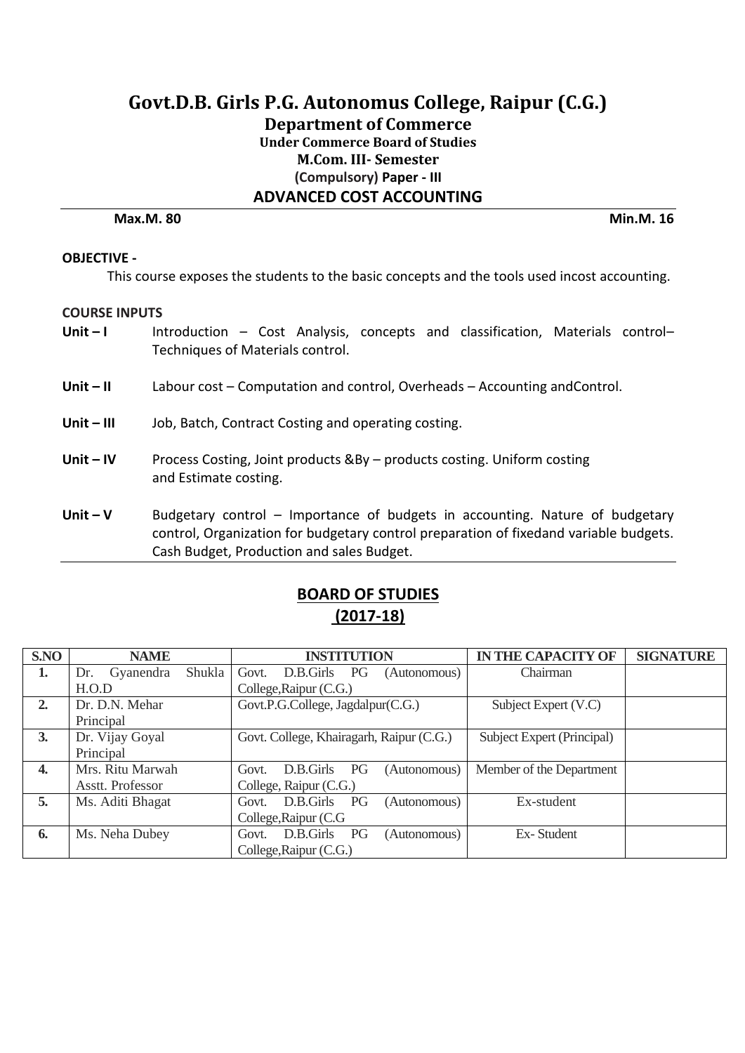# Govt.D.B. Girls P.G. Autonomus College, Raipur (C.G.)

## Department of Commerce

### Under Commerce Board of Studies

### M.Com. III- Semester

### (Compulsory) Paper - III

### ADVANCED COST ACCOUNTING

**Max.M. 80** **Min.M. 16**

**OBJECTIVE -**

This course exposes the students to the basic concepts and the tools used incost accounting.

**COURSE INPUTS**

**Unit – I** Introduction – Cost Analysis, concepts and classification, Materials control– Techniques of Materials control.

**Unit – II** Labour cost – Computation and control, Overheads – Accounting andControl.

**Unit – III** Job, Batch, Contract Costing and operating costing.

**Unit – IV** Process Costing, Joint products &By – products costing. Uniform costing and Estimate costing.

**Unit – V** Budgetary control – Importance of budgets in accounting. Nature of budgetary control, Organization for budgetary control preparation of fixedand variable budgets. Cash Budget, Production and sales Budget.

## BOARD OF STUDIES (2017-18)

| S.NO | NAME | INSTITUTION | IN THE CAPACITY OF | SIGNATURE |
|---|---|---|---|---|
| 1. | Dr. Gyanendra Shukla H.O.D | Govt. D.B.Girls PG (Autonomous) College,Raipur (C.G.) | Chairman | |
| 2. | Dr. D.N. Mehar Principal | Govt.P.G.College, Jagdalpur(C.G.) | Subject Expert (V.C) | |
| 3. | Dr. Vijay Goyal Principal | Govt. College, Khairagarh, Raipur (C.G.) | Subject Expert (Principal) | |
| 4. | Mrs. Ritu Marwah Asstt. Professor | Govt. D.B.Girls PG (Autonomous) College, Raipur (C.G.) | Member of the Department | |
| 5. | Ms. Aditi Bhagat | Govt. D.B.Girls PG (Autonomous) College,Raipur (C.G | Ex-student | |
| 6. | Ms. Neha Dubey | Govt. D.B.Girls PG (Autonomous) College,Raipur (C.G.) | Ex- Student | |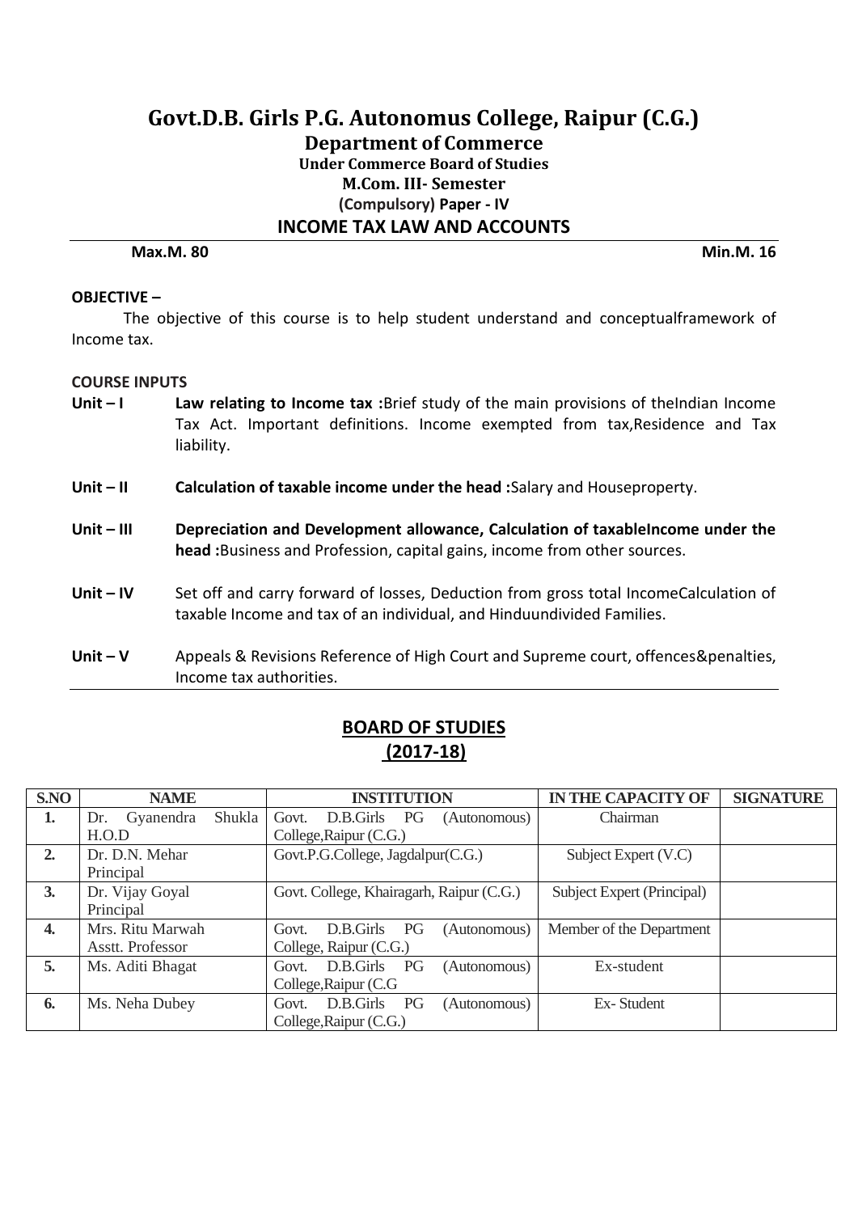# Govt.D.B. Girls P.G. Autonomus College, Raipur (C.G.)

## Department of Commerce

### Under Commerce Board of Studies

### M.Com. III- Semester

### (Compulsory) Paper - IV

### INCOME TAX LAW AND ACCOUNTS

**Max.M. 80** **Min.M. 16**

**OBJECTIVE –**

The objective of this course is to help student understand and conceptualframework of Income tax.

**COURSE INPUTS**

**Unit – I** **Law relating to Income tax :**Brief study of the main provisions of theIndian Income Tax Act. Important definitions. Income exempted from tax,Residence and Tax liability.

**Unit – II** **Calculation of taxable income under the head :**Salary and Houseproperty.

**Unit – III** **Depreciation and Development allowance, Calculation of taxableIncome under the head :**Business and Profession, capital gains, income from other sources.

**Unit – IV** Set off and carry forward of losses, Deduction from gross total IncomeCalculation of taxable Income and tax of an individual, and Hinduundivided Families.

**Unit – V** Appeals & Revisions Reference of High Court and Supreme court, offences&penalties, Income tax authorities.

## BOARD OF STUDIES (2017-18)

| S.NO | NAME | INSTITUTION | IN THE CAPACITY OF | SIGNATURE |
|---|---|---|---|---|
| 1. | Dr. Gyanendra Shukla H.O.D | Govt. D.B.Girls PG (Autonomous) College,Raipur (C.G.) | Chairman | |
| 2. | Dr. D.N. Mehar Principal | Govt.P.G.College, Jagdalpur(C.G.) | Subject Expert (V.C) | |
| 3. | Dr. Vijay Goyal Principal | Govt. College, Khairagarh, Raipur (C.G.) | Subject Expert (Principal) | |
| 4. | Mrs. Ritu Marwah Asstt. Professor | Govt. D.B.Girls PG (Autonomous) College, Raipur (C.G.) | Member of the Department | |
| 5. | Ms. Aditi Bhagat | Govt. D.B.Girls PG (Autonomous) College,Raipur (C.G | Ex-student | |
| 6. | Ms. Neha Dubey | Govt. D.B.Girls PG (Autonomous) College,Raipur (C.G.) | Ex- Student | |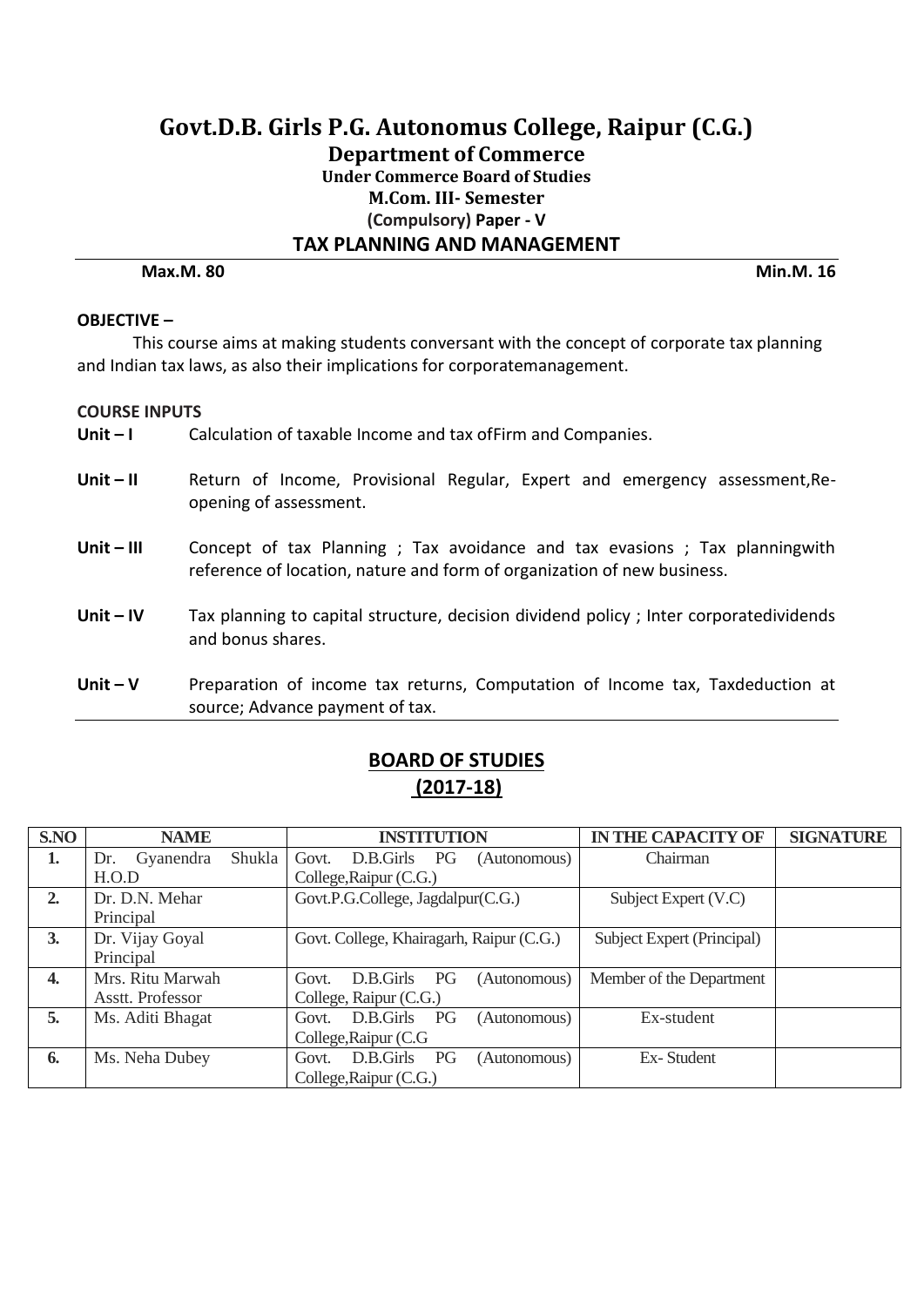# Govt.D.B. Girls P.G. Autonomus College, Raipur (C.G.)

## Department of Commerce

### Under Commerce Board of Studies

### M.Com. III- Semester

### (Compulsory) Paper - V

### TAX PLANNING AND MANAGEMENT

**Max.M. 80** **Min.M. 16**

**OBJECTIVE –**

This course aims at making students conversant with the concept of corporate tax planning and Indian tax laws, as also their implications for corporatemanagement.

**COURSE INPUTS**

**Unit – I** Calculation of taxable Income and tax ofFirm and Companies.

**Unit – II** Return of Income, Provisional Regular, Expert and emergency assessment,Re-opening of assessment.

**Unit – III** Concept of tax Planning ; Tax avoidance and tax evasions ; Tax planningwith reference of location, nature and form of organization of new business.

**Unit – IV** Tax planning to capital structure, decision dividend policy ; Inter corporatedividends and bonus shares.

**Unit – V** Preparation of income tax returns, Computation of Income tax, Taxdeduction at source; Advance payment of tax.

## BOARD OF STUDIES (2017-18)

| S.NO | NAME | INSTITUTION | IN THE CAPACITY OF | SIGNATURE |
|---|---|---|---|---|
| 1. | Dr. Gyanendra Shukla H.O.D | Govt. D.B.Girls PG (Autonomous) College,Raipur (C.G.) | Chairman | |
| 2. | Dr. D.N. Mehar Principal | Govt.P.G.College, Jagdalpur(C.G.) | Subject Expert (V.C) | |
| 3. | Dr. Vijay Goyal Principal | Govt. College, Khairagarh, Raipur (C.G.) | Subject Expert (Principal) | |
| 4. | Mrs. Ritu Marwah Asstt. Professor | Govt. D.B.Girls PG (Autonomous) College, Raipur (C.G.) | Member of the Department | |
| 5. | Ms. Aditi Bhagat | Govt. D.B.Girls PG (Autonomous) College,Raipur (C.G | Ex-student | |
| 6. | Ms. Neha Dubey | Govt. D.B.Girls PG (Autonomous) College,Raipur (C.G.) | Ex- Student | |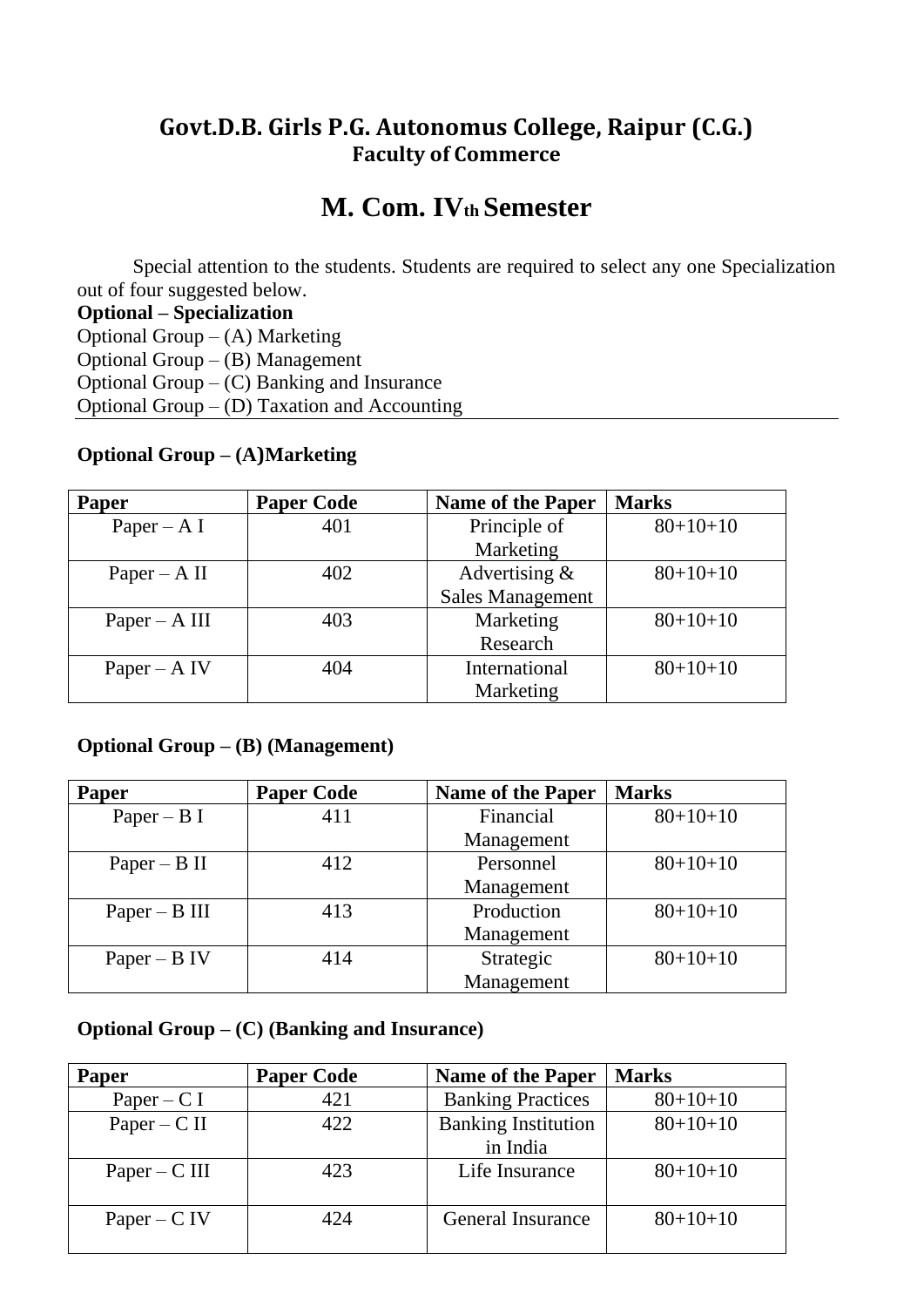## Govt.D.B. Girls P.G. Autonomus College, Raipur (C.G.)
### Faculty of Commerce

# M. Com. IVth Semester

Special attention to the students. Students are required to select any one Specialization out of four suggested below.

**Optional – Specialization**
Optional Group – (A) Marketing
Optional Group – (B) Management
Optional Group – (C) Banking and Insurance
Optional Group – (D) Taxation and Accounting

**Optional Group – (A)Marketing**

| Paper | Paper Code | Name of the Paper | Marks |
|---|---|---|---|
| Paper – A I | 401 | Principle of Marketing | 80+10+10 |
| Paper – A II | 402 | Advertising & Sales Management | 80+10+10 |
| Paper – A III | 403 | Marketing Research | 80+10+10 |
| Paper – A IV | 404 | International Marketing | 80+10+10 |

**Optional Group – (B) (Management)**

| Paper | Paper Code | Name of the Paper | Marks |
|---|---|---|---|
| Paper – B I | 411 | Financial Management | 80+10+10 |
| Paper – B II | 412 | Personnel Management | 80+10+10 |
| Paper – B III | 413 | Production Management | 80+10+10 |
| Paper – B IV | 414 | Strategic Management | 80+10+10 |

**Optional Group – (C) (Banking and Insurance)**

| Paper | Paper Code | Name of the Paper | Marks |
|---|---|---|---|
| Paper – C I | 421 | Banking Practices | 80+10+10 |
| Paper – C II | 422 | Banking Institution in India | 80+10+10 |
| Paper – C III | 423 | Life Insurance | 80+10+10 |
| Paper – C IV | 424 | General Insurance | 80+10+10 |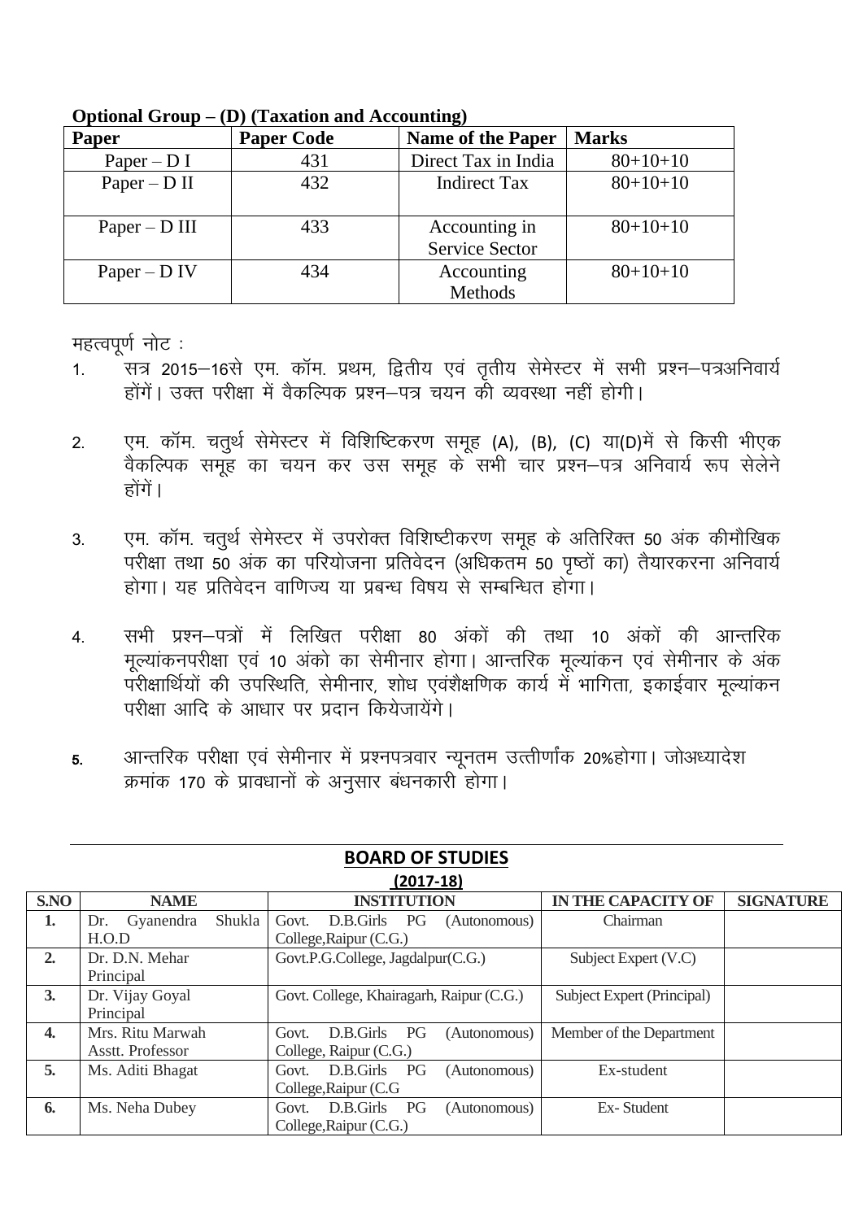**Optional Group – (D) (Taxation and Accounting)**

| Paper | Paper Code | Name of the Paper | Marks |
|---|---|---|---|
| Paper – D I | 431 | Direct Tax in India | 80+10+10 |
| Paper – D II | 432 | Indirect Tax | 80+10+10 |
| Paper – D III | 433 | Accounting in Service Sector | 80+10+10 |
| Paper – D IV | 434 | Accounting Methods | 80+10+10 |

महत्वपूर्ण नोट :

1. सत्र 2015–16से एम. कॉम. प्रथम, द्वितीय एवं तृतीय सेमेस्टर में सभी प्रश्न–पत्रअनिवार्य होंगें। उक्त परीक्षा में वैकल्पिक प्रश्न–पत्र चयन की व्यवस्था नहीं होगी।

2. एम. कॉम. चतुर्थ सेमेस्टर में विशिष्टिकरण समूह (A), (B), (C) या(D)में से किसी भीएक वैकल्पिक समूह का चयन कर उस समूह के सभी चार प्रश्न–पत्र अनिवार्य रूप सेलेने होंगें।

3. एम. कॉम. चतुर्थ सेमेस्टर में उपरोक्त विशिष्टीकरण समूह के अतिरिक्त 50 अंक कीमौखिक परीक्षा तथा 50 अंक का परियोजना प्रतिवेदन (अधिकतम 50 पृष्ठों का) तैयारकरना अनिवार्य होगा। यह प्रतिवेदन वाणिज्य या प्रबन्ध विषय से सम्बन्धित होगा।

4. सभी प्रश्न–पत्रों में लिखित परीक्षा 80 अंकों की तथा 10 अंकों की आन्तरिक मूल्यांकनपरीक्षा एवं 10 अंको का सेमीनार होगा। आन्तरिक मूल्यांकन एवं सेमीनार के अंक परीक्षार्थियों की उपस्थिति, सेमीनार, शोध एवंशैक्षणिक कार्य में भागिता, इकाईवार मूल्यांकन परीक्षा आदि के आधार पर प्रदान कियेजायेंगे।

5. आन्तरिक परीक्षा एवं सेमीनार में प्रश्नपत्रवार न्यूनतम उत्तीर्णांक 20%होगा। जोअध्यादेश क्रमांक 170 के प्रावधानों के अनुसार बंधनकारी होगा।

---

## BOARD OF STUDIES
**(2017-18)**

| S.NO | NAME | INSTITUTION | IN THE CAPACITY OF | SIGNATURE |
|---|---|---|---|---|
| 1. | Dr. Gyanendra Shukla H.O.D | Govt. D.B.Girls PG (Autonomous) College,Raipur (C.G.) | Chairman | |
| 2. | Dr. D.N. Mehar Principal | Govt.P.G.College, Jagdalpur(C.G.) | Subject Expert (V.C) | |
| 3. | Dr. Vijay Goyal Principal | Govt. College, Khairagarh, Raipur (C.G.) | Subject Expert (Principal) | |
| 4. | Mrs. Ritu Marwah Asstt. Professor | Govt. D.B.Girls PG (Autonomous) College, Raipur (C.G.) | Member of the Department | |
| 5. | Ms. Aditi Bhagat | Govt. D.B.Girls PG (Autonomous) College,Raipur (C.G | Ex-student | |
| 6. | Ms. Neha Dubey | Govt. D.B.Girls PG (Autonomous) College,Raipur (C.G.) | Ex- Student | |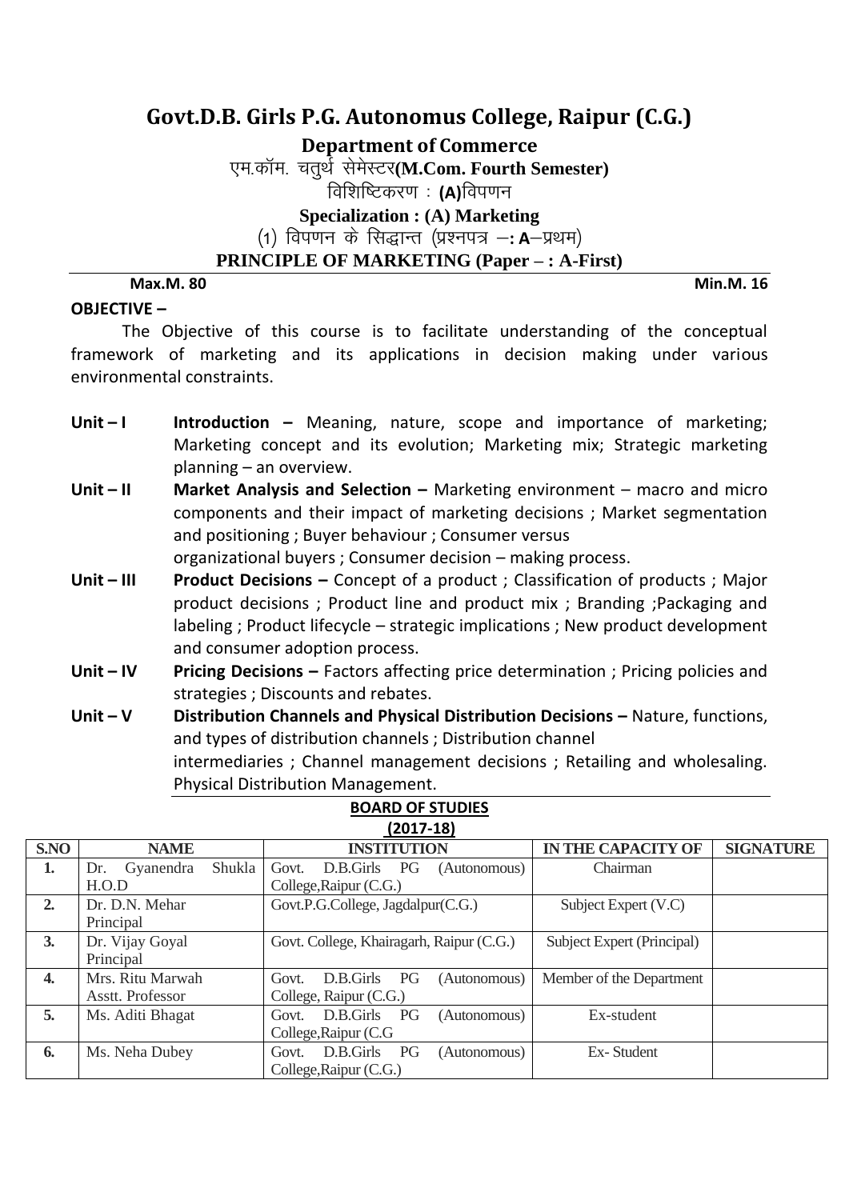# Govt.D.B. Girls P.G. Autonomus College, Raipur (C.G.)

## Department of Commerce

एम.कॉम. चतुर्थ सेमेस्टर**(M.Com. Fourth Semester)**

विशिष्टिकरण : **(A)**विपणन

**Specialization : (A) Marketing**

(1) विपणन के सिद्धान्त (प्रश्नपत्र –: **A**–प्रथम)

**PRINCIPLE OF MARKETING (Paper – : A-First)**

**Max.M. 80** **Min.M. 16**

**OBJECTIVE –**

The Objective of this course is to facilitate understanding of the conceptual framework of marketing and its applications in decision making under various environmental constraints.

**Unit – I** **Introduction –** Meaning, nature, scope and importance of marketing; Marketing concept and its evolution; Marketing mix; Strategic marketing planning – an overview.

**Unit – II** **Market Analysis and Selection –** Marketing environment – macro and micro components and their impact of marketing decisions ; Market segmentation and positioning ; Buyer behaviour ; Consumer versus organizational buyers ; Consumer decision – making process.

**Unit – III** **Product Decisions –** Concept of a product ; Classification of products ; Major product decisions ; Product line and product mix ; Branding ;Packaging and labeling ; Product lifecycle – strategic implications ; New product development and consumer adoption process.

**Unit – IV** **Pricing Decisions –** Factors affecting price determination ; Pricing policies and strategies ; Discounts and rebates.

**Unit – V** **Distribution Channels and Physical Distribution Decisions –** Nature, functions, and types of distribution channels ; Distribution channel intermediaries ; Channel management decisions ; Retailing and wholesaling. Physical Distribution Management.

**BOARD OF STUDIES**

**(2017-18)**

| S.NO | NAME | INSTITUTION | IN THE CAPACITY OF | SIGNATURE |
|---|---|---|---|---|
| 1. | Dr. Gyanendra Shukla H.O.D | Govt. D.B.Girls PG (Autonomous) College,Raipur (C.G.) | Chairman | |
| 2. | Dr. D.N. Mehar Principal | Govt.P.G.College, Jagdalpur(C.G.) | Subject Expert (V.C) | |
| 3. | Dr. Vijay Goyal Principal | Govt. College, Khairagarh, Raipur (C.G.) | Subject Expert (Principal) | |
| 4. | Mrs. Ritu Marwah Asstt. Professor | Govt. D.B.Girls PG (Autonomous) College, Raipur (C.G.) | Member of the Department | |
| 5. | Ms. Aditi Bhagat | Govt. D.B.Girls PG (Autonomous) College,Raipur (C.G | Ex-student | |
| 6. | Ms. Neha Dubey | Govt. D.B.Girls PG (Autonomous) College,Raipur (C.G.) | Ex- Student | |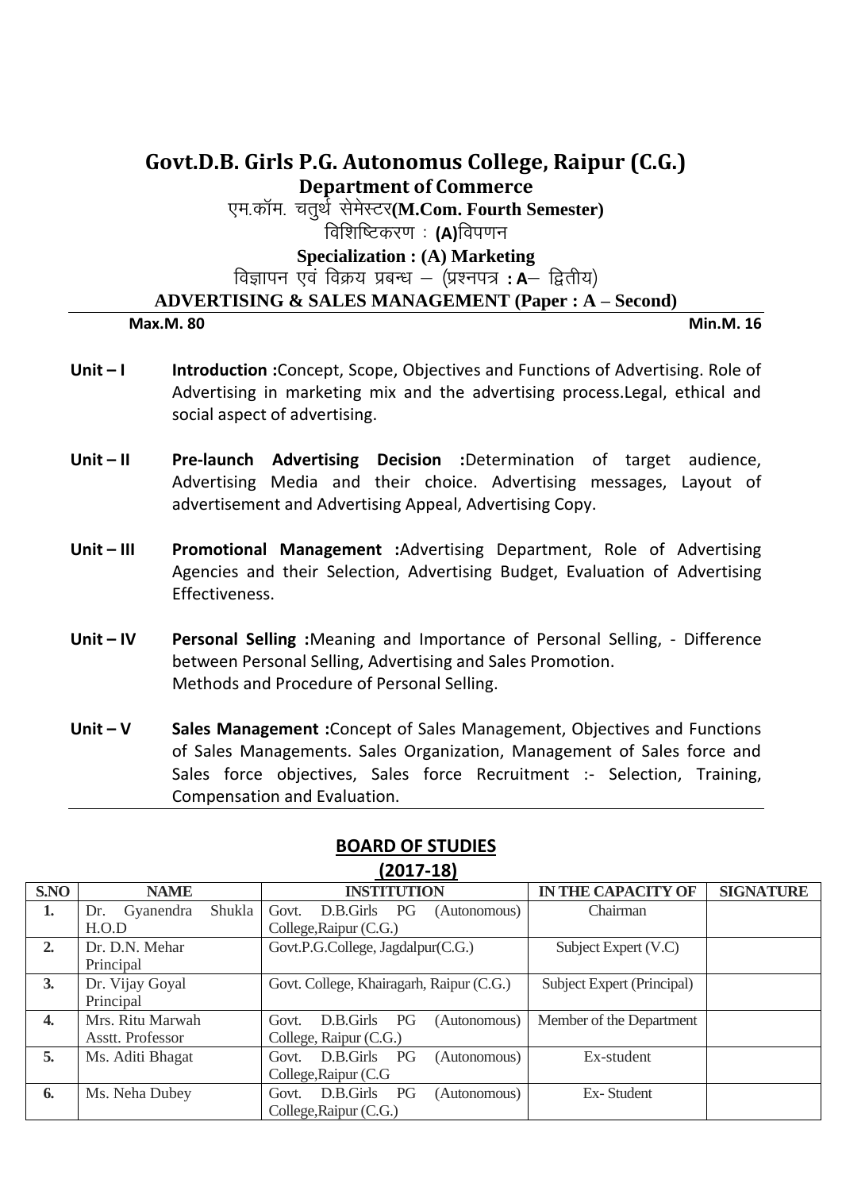# Govt.D.B. Girls P.G. Autonomus College, Raipur (C.G.)

## Department of Commerce

**एम.कॉम. चतुर्थ सेमेस्टर(M.Com. Fourth Semester)**

**विशिष्टिकरण : (A)विपणन**

**Specialization : (A) Marketing**

**विज्ञापन एवं विक्रय प्रबन्ध – (प्रश्नपत्र : A– द्वितीय)**

**ADVERTISING & SALES MANAGEMENT (Paper : A – Second)**

**Max.M. 80** **Min.M. 16**

**Unit – I** **Introduction :**Concept, Scope, Objectives and Functions of Advertising. Role of Advertising in marketing mix and the advertising process.Legal, ethical and social aspect of advertising.

**Unit – II** **Pre-launch Advertising Decision :**Determination of target audience, Advertising Media and their choice. Advertising messages, Layout of advertisement and Advertising Appeal, Advertising Copy.

**Unit – III** **Promotional Management :**Advertising Department, Role of Advertising Agencies and their Selection, Advertising Budget, Evaluation of Advertising Effectiveness.

**Unit – IV** **Personal Selling :**Meaning and Importance of Personal Selling, - Difference between Personal Selling, Advertising and Sales Promotion.
Methods and Procedure of Personal Selling.

**Unit – V** **Sales Management :**Concept of Sales Management, Objectives and Functions of Sales Managements. Sales Organization, Management of Sales force and Sales force objectives, Sales force Recruitment :- Selection, Training, Compensation and Evaluation.

## BOARD OF STUDIES

## (2017-18)

| S.NO | NAME | INSTITUTION | IN THE CAPACITY OF | SIGNATURE |
|---|---|---|---|---|
| 1. | Dr. Gyanendra Shukla H.O.D | Govt. D.B.Girls PG (Autonomous) College,Raipur (C.G.) | Chairman | |
| 2. | Dr. D.N. Mehar Principal | Govt.P.G.College, Jagdalpur(C.G.) | Subject Expert (V.C) | |
| 3. | Dr. Vijay Goyal Principal | Govt. College, Khairagarh, Raipur (C.G.) | Subject Expert (Principal) | |
| 4. | Mrs. Ritu Marwah Asstt. Professor | Govt. D.B.Girls PG (Autonomous) College, Raipur (C.G.) | Member of the Department | |
| 5. | Ms. Aditi Bhagat | Govt. D.B.Girls PG (Autonomous) College,Raipur (C.G | Ex-student | |
| 6. | Ms. Neha Dubey | Govt. D.B.Girls PG (Autonomous) College,Raipur (C.G.) | Ex- Student | |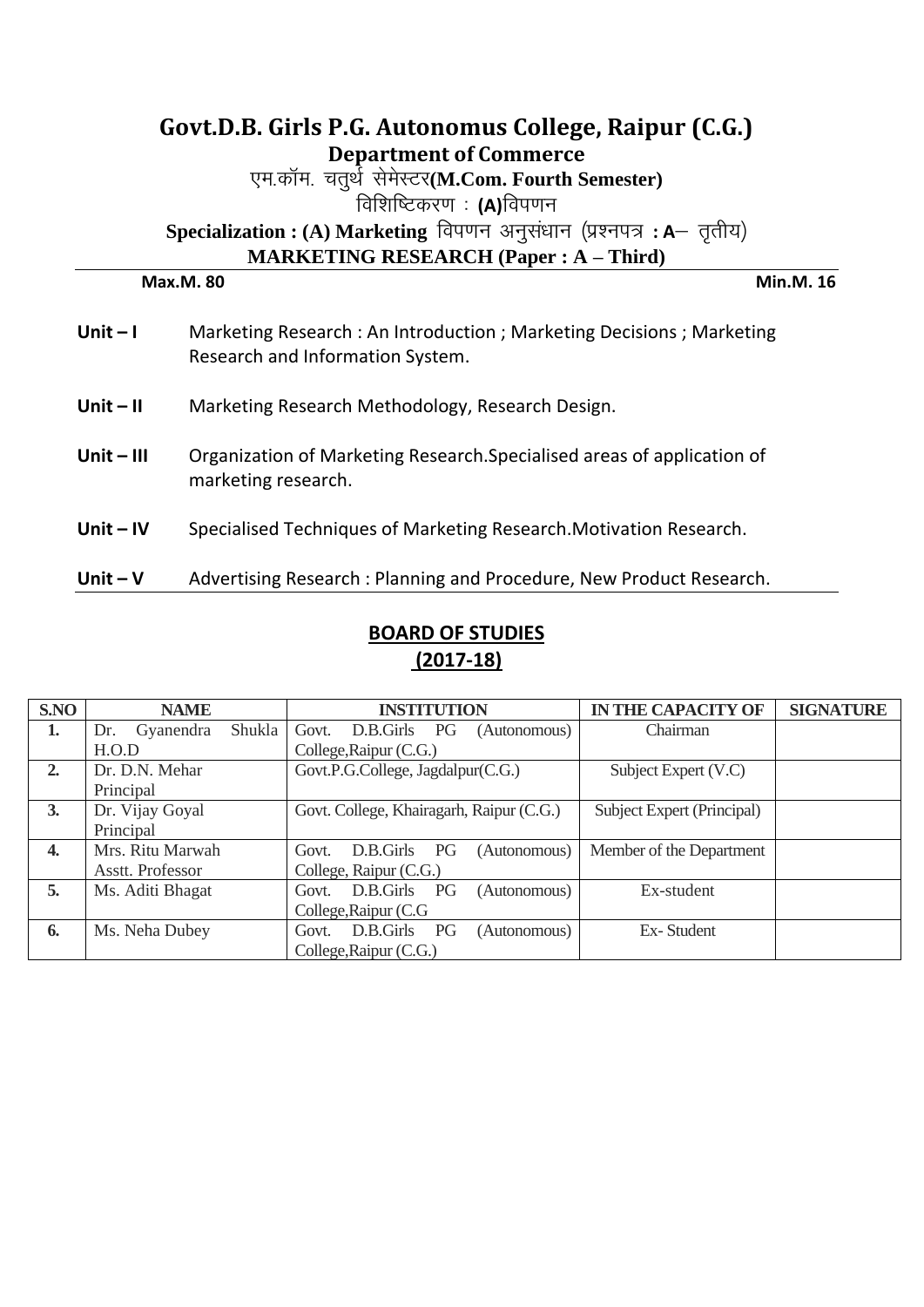# Govt.D.B. Girls P.G. Autonomus College, Raipur (C.G.)

## Department of Commerce

एम.कॉम. चतुर्थ सेमेस्टर**(M.Com. Fourth Semester)**

विशिष्टिकरण : **(A)**विपणन

**Specialization : (A) Marketing** विपणन अनुसंधान (प्रश्नपत्र **: A**– तृतीय)

**MARKETING RESEARCH (Paper : A – Third)**

**Max.M. 80** **Min.M. 16**

**Unit – I** Marketing Research : An Introduction ; Marketing Decisions ; Marketing Research and Information System.

**Unit – II** Marketing Research Methodology, Research Design.

**Unit – III** Organization of Marketing Research.Specialised areas of application of marketing research.

**Unit – IV** Specialised Techniques of Marketing Research.Motivation Research.

**Unit – V** Advertising Research : Planning and Procedure, New Product Research.

## BOARD OF STUDIES (2017-18)

| S.NO | NAME | INSTITUTION | IN THE CAPACITY OF | SIGNATURE |
|---|---|---|---|---|
| 1. | Dr. Gyanendra Shukla H.O.D | Govt. D.B.Girls PG (Autonomous) College,Raipur (C.G.) | Chairman | |
| 2. | Dr. D.N. Mehar Principal | Govt.P.G.College, Jagdalpur(C.G.) | Subject Expert (V.C) | |
| 3. | Dr. Vijay Goyal Principal | Govt. College, Khairagarh, Raipur (C.G.) | Subject Expert (Principal) | |
| 4. | Mrs. Ritu Marwah Asstt. Professor | Govt. D.B.Girls PG (Autonomous) College, Raipur (C.G.) | Member of the Department | |
| 5. | Ms. Aditi Bhagat | Govt. D.B.Girls PG (Autonomous) College,Raipur (C.G | Ex-student | |
| 6. | Ms. Neha Dubey | Govt. D.B.Girls PG (Autonomous) College,Raipur (C.G.) | Ex- Student | |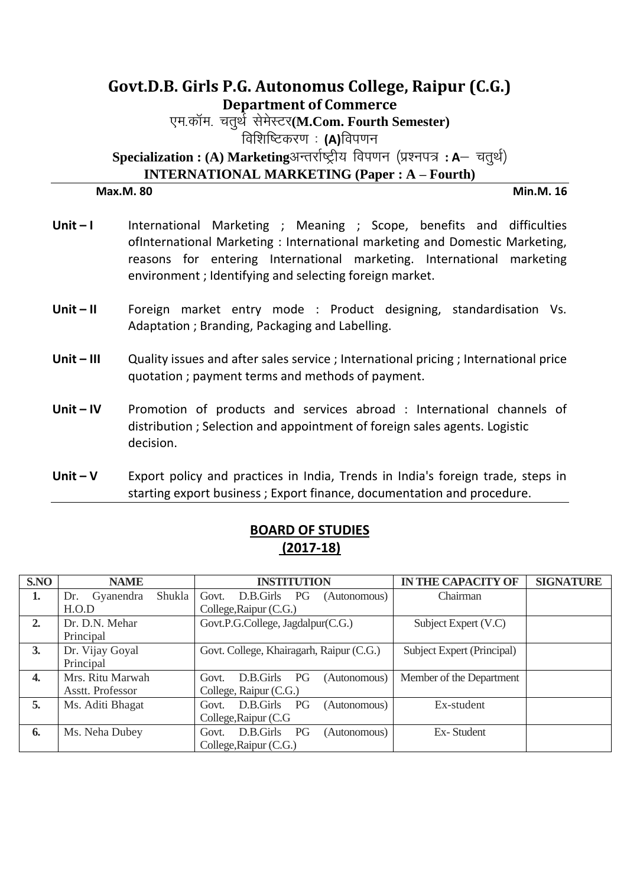# Govt.D.B. Girls P.G. Autonomus College, Raipur (C.G.)

## Department of Commerce

एम.कॉम. चतुर्थ सेमेस्टर**(M.Com. Fourth Semester)**

विशिष्टिकरण : **(A)**विपणन

**Specialization : (A) Marketing**अन्तर्राष्ट्रीय विपणन (प्रश्नपत्र **: A**– चतुर्थ)

**INTERNATIONAL MARKETING (Paper : A – Fourth)**

**Max.M. 80** **Min.M. 16**

**Unit – I** International Marketing ; Meaning ; Scope, benefits and difficulties ofInternational Marketing : International marketing and Domestic Marketing, reasons for entering International marketing. International marketing environment ; Identifying and selecting foreign market.

**Unit – II** Foreign market entry mode : Product designing, standardisation Vs. Adaptation ; Branding, Packaging and Labelling.

**Unit – III** Quality issues and after sales service ; International pricing ; International price quotation ; payment terms and methods of payment.

**Unit – IV** Promotion of products and services abroad : International channels of distribution ; Selection and appointment of foreign sales agents. Logistic decision.

**Unit – V** Export policy and practices in India, Trends in India's foreign trade, steps in starting export business ; Export finance, documentation and procedure.

## BOARD OF STUDIES (2017-18)

| S.NO | NAME | INSTITUTION | IN THE CAPACITY OF | SIGNATURE |
|---|---|---|---|---|
| 1. | Dr. Gyanendra Shukla H.O.D | Govt. D.B.Girls PG (Autonomous) College,Raipur (C.G.) | Chairman | |
| 2. | Dr. D.N. Mehar Principal | Govt.P.G.College, Jagdalpur(C.G.) | Subject Expert (V.C) | |
| 3. | Dr. Vijay Goyal Principal | Govt. College, Khairagarh, Raipur (C.G.) | Subject Expert (Principal) | |
| 4. | Mrs. Ritu Marwah Asstt. Professor | Govt. D.B.Girls PG (Autonomous) College, Raipur (C.G.) | Member of the Department | |
| 5. | Ms. Aditi Bhagat | Govt. D.B.Girls PG (Autonomous) College,Raipur (C.G | Ex-student | |
| 6. | Ms. Neha Dubey | Govt. D.B.Girls PG (Autonomous) College,Raipur (C.G.) | Ex- Student | |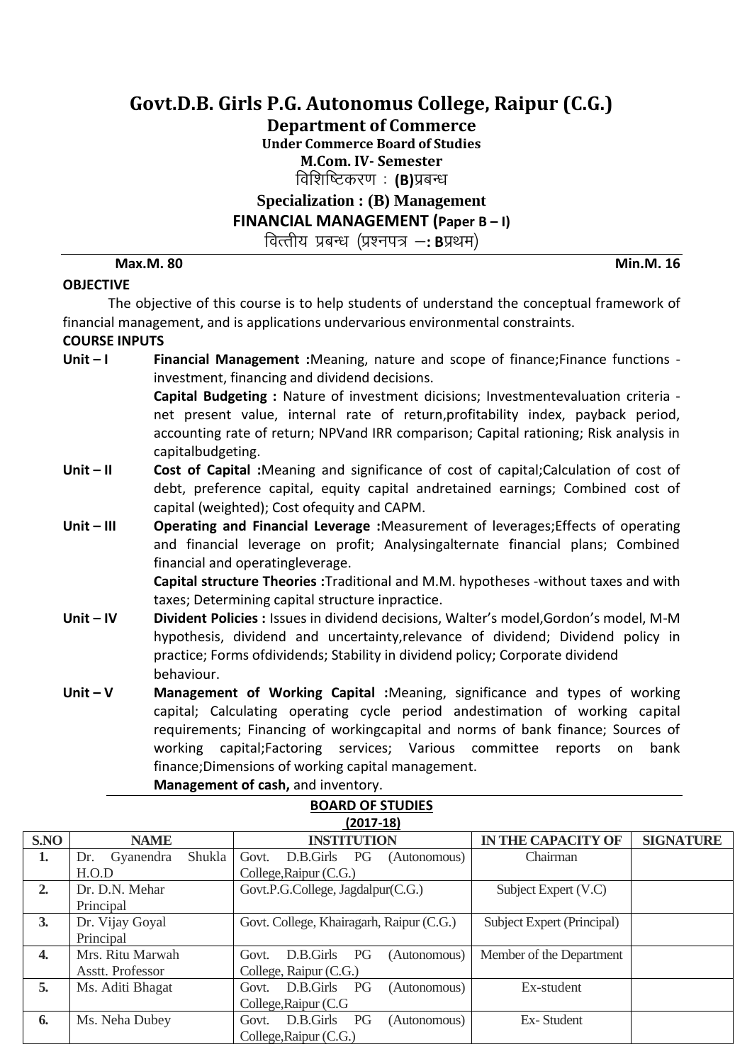# Govt.D.B. Girls P.G. Autonomus College, Raipur (C.G.)

## Department of Commerce

### Under Commerce Board of Studies

### M.Com. IV- Semester

विशिष्टिकरण : **(B)**प्रबन्ध

### Specialization : (B) Management

### FINANCIAL MANAGEMENT (Paper B – I)

वित्तीय प्रबन्ध (प्रश्नपत्र –**: B**प्रथम)

**Max.M. 80** **Min.M. 16**

**OBJECTIVE**

The objective of this course is to help students of understand the conceptual framework of financial management, and is applications undervarious environmental constraints.

**COURSE INPUTS**

**Unit – I** **Financial Management :**Meaning, nature and scope of finance;Finance functions - investment, financing and dividend decisions.

**Capital Budgeting :** Nature of investment dicisions; Investmentevaluation criteria - net present value, internal rate of return,profitability index, payback period, accounting rate of return; NPVand IRR comparison; Capital rationing; Risk analysis in capitalbudgeting.

**Unit – II** **Cost of Capital :**Meaning and significance of cost of capital;Calculation of cost of debt, preference capital, equity capital andretained earnings; Combined cost of capital (weighted); Cost ofequity and CAPM.

**Unit – III** **Operating and Financial Leverage :**Measurement of leverages;Effects of operating and financial leverage on profit; Analysingalternate financial plans; Combined financial and operatingleverage.

**Capital structure Theories :**Traditional and M.M. hypotheses -without taxes and with taxes; Determining capital structure inpractice.

**Unit – IV** **Divident Policies :** Issues in dividend decisions, Walter's model,Gordon's model, M-M hypothesis, dividend and uncertainty,relevance of dividend; Dividend policy in practice; Forms ofdividends; Stability in dividend policy; Corporate dividend behaviour.

**Unit – V** **Management of Working Capital :**Meaning, significance and types of working capital; Calculating operating cycle period andestimation of working capital requirements; Financing of workingcapital and norms of bank finance; Sources of working capital;Factoring services; Various committee reports on bank finance;Dimensions of working capital management.

**Management of cash,** and inventory.

**BOARD OF STUDIES**

**(2017-18)**

| S.NO | NAME | INSTITUTION | IN THE CAPACITY OF | SIGNATURE |
|---|---|---|---|---|
| 1. | Dr. Gyanendra Shukla H.O.D | Govt. D.B.Girls PG (Autonomous) College,Raipur (C.G.) | Chairman | |
| 2. | Dr. D.N. Mehar Principal | Govt.P.G.College, Jagdalpur(C.G.) | Subject Expert (V.C) | |
| 3. | Dr. Vijay Goyal Principal | Govt. College, Khairagarh, Raipur (C.G.) | Subject Expert (Principal) | |
| 4. | Mrs. Ritu Marwah Asstt. Professor | Govt. D.B.Girls PG (Autonomous) College, Raipur (C.G.) | Member of the Department | |
| 5. | Ms. Aditi Bhagat | Govt. D.B.Girls PG (Autonomous) College,Raipur (C.G | Ex-student | |
| 6. | Ms. Neha Dubey | Govt. D.B.Girls PG (Autonomous) College,Raipur (C.G.) | Ex- Student | |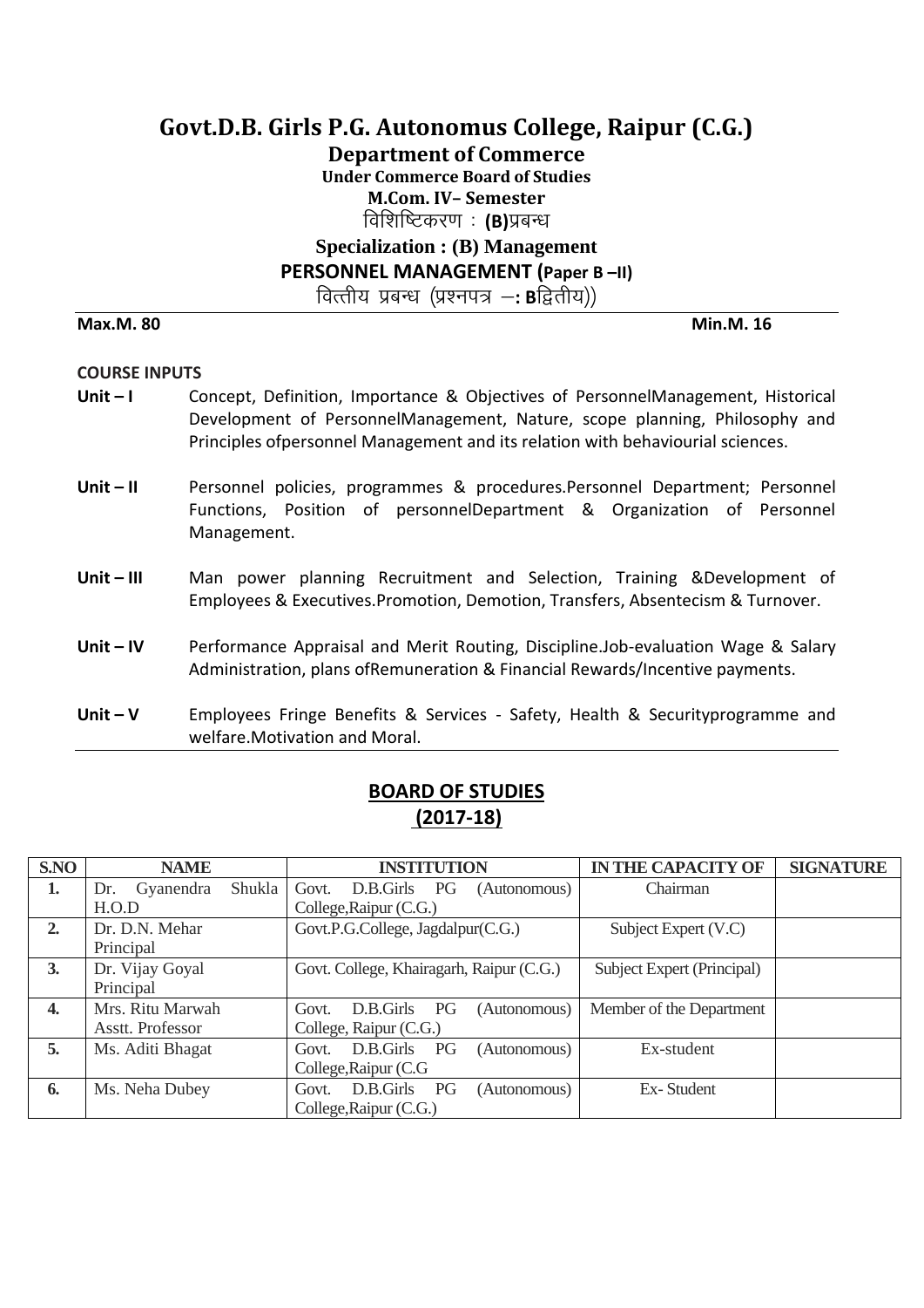# Govt.D.B. Girls P.G. Autonomus College, Raipur (C.G.)

## Department of Commerce

**Under Commerce Board of Studies**

**M.Com. IV– Semester**

विशिष्टिकरण : **(B)**प्रबन्ध

**Specialization : (B) Management**

**PERSONNEL MANAGEMENT (Paper B –II)**

वित्तीय प्रबन्ध (प्रश्नपत्र –: **B**द्वितीय))

**Max.M. 80** **Min.M. 16**

**COURSE INPUTS**

**Unit – I** Concept, Definition, Importance & Objectives of PersonnelManagement, Historical Development of PersonnelManagement, Nature, scope planning, Philosophy and Principles ofpersonnel Management and its relation with behaviourial sciences.

**Unit – II** Personnel policies, programmes & procedures.Personnel Department; Personnel Functions, Position of personnelDepartment & Organization of Personnel Management.

**Unit – III** Man power planning Recruitment and Selection, Training &Development of Employees & Executives.Promotion, Demotion, Transfers, Absentecism & Turnover.

**Unit – IV** Performance Appraisal and Merit Routing, Discipline.Job-evaluation Wage & Salary Administration, plans ofRemuneration & Financial Rewards/Incentive payments.

**Unit – V** Employees Fringe Benefits & Services - Safety, Health & Securityprogramme and welfare.Motivation and Moral.

## BOARD OF STUDIES (2017-18)

| S.NO | NAME | INSTITUTION | IN THE CAPACITY OF | SIGNATURE |
|---|---|---|---|---|
| **1.** | Dr. Gyanendra Shukla H.O.D | Govt. D.B.Girls PG (Autonomous) College,Raipur (C.G.) | Chairman | |
| **2.** | Dr. D.N. Mehar Principal | Govt.P.G.College, Jagdalpur(C.G.) | Subject Expert (V.C) | |
| **3.** | Dr. Vijay Goyal Principal | Govt. College, Khairagarh, Raipur (C.G.) | Subject Expert (Principal) | |
| **4.** | Mrs. Ritu Marwah Asstt. Professor | Govt. D.B.Girls PG (Autonomous) College, Raipur (C.G.) | Member of the Department | |
| **5.** | Ms. Aditi Bhagat | Govt. D.B.Girls PG (Autonomous) College,Raipur (C.G | Ex-student | |
| **6.** | Ms. Neha Dubey | Govt. D.B.Girls PG (Autonomous) College,Raipur (C.G.) | Ex- Student | |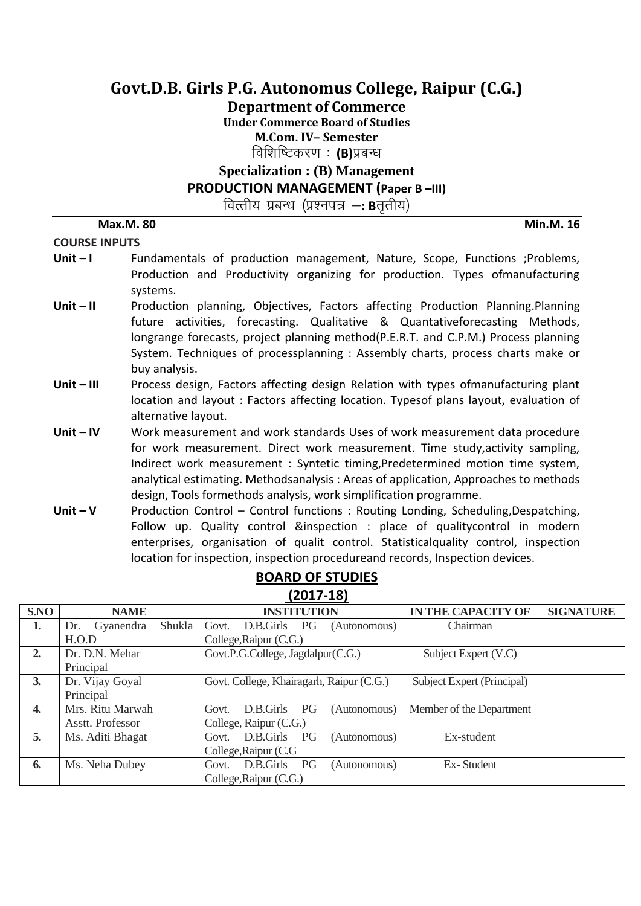# Govt.D.B. Girls P.G. Autonomus College, Raipur (C.G.)

## Department of Commerce

**Under Commerce Board of Studies**

**M.Com. IV– Semester**

विशिष्टिकरण : **(B)**प्रबन्ध

**Specialization : (B) Management**

**PRODUCTION MANAGEMENT (Paper B –III)**

वित्तीय प्रबन्ध (प्रश्नपत्र –: **B**तृतीय)

**Max.M. 80** **Min.M. 16**

**COURSE INPUTS**

**Unit – I** Fundamentals of production management, Nature, Scope, Functions ;Problems, Production and Productivity organizing for production. Types ofmanufacturing systems.

**Unit – II** Production planning, Objectives, Factors affecting Production Planning.Planning future activities, forecasting. Qualitative & Quantativeforecasting Methods, longrange forecasts, project planning method(P.E.R.T. and C.P.M.) Process planning System. Techniques of processplanning : Assembly charts, process charts make or buy analysis.

**Unit – III** Process design, Factors affecting design Relation with types ofmanufacturing plant location and layout : Factors affecting location. Typesof plans layout, evaluation of alternative layout.

**Unit – IV** Work measurement and work standards Uses of work measurement data procedure for work measurement. Direct work measurement. Time study,activity sampling, Indirect work measurement : Syntetic timing,Predetermined motion time system, analytical estimating. Methodsanalysis : Areas of application, Approaches to methods design, Tools formethods analysis, work simplification programme.

**Unit – V** Production Control – Control functions : Routing Londing, Scheduling,Despatching, Follow up. Quality control &inspection : place of qualitycontrol in modern enterprises, organisation of qualit control. Statisticalquality control, inspection location for inspection, inspection procedureand records, Inspection devices.

## BOARD OF STUDIES

## (2017-18)

| S.NO | NAME | INSTITUTION | IN THE CAPACITY OF | SIGNATURE |
|---|---|---|---|---|
| 1. | Dr. Gyanendra Shukla H.O.D | Govt. D.B.Girls PG (Autonomous) College,Raipur (C.G.) | Chairman | |
| 2. | Dr. D.N. Mehar Principal | Govt.P.G.College, Jagdalpur(C.G.) | Subject Expert (V.C) | |
| 3. | Dr. Vijay Goyal Principal | Govt. College, Khairagarh, Raipur (C.G.) | Subject Expert (Principal) | |
| 4. | Mrs. Ritu Marwah Asstt. Professor | Govt. D.B.Girls PG (Autonomous) College, Raipur (C.G.) | Member of the Department | |
| 5. | Ms. Aditi Bhagat | Govt. D.B.Girls PG (Autonomous) College,Raipur (C.G | Ex-student | |
| 6. | Ms. Neha Dubey | Govt. D.B.Girls PG (Autonomous) College,Raipur (C.G.) | Ex- Student | |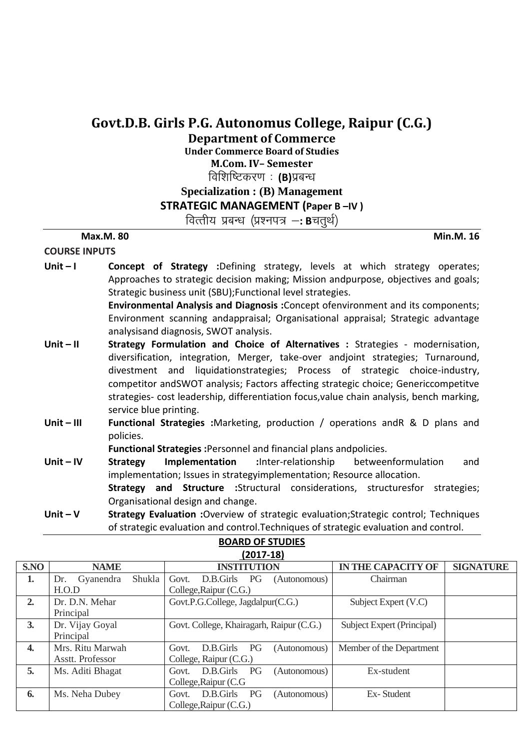# Govt.D.B. Girls P.G. Autonomus College, Raipur (C.G.)

## Department of Commerce

**Under Commerce Board of Studies**

**M.Com. IV– Semester**

विशिष्टिकरण : **(B)**प्रबन्ध

**Specialization : (B) Management**

**STRATEGIC MANAGEMENT (Paper B –IV )**

वित्तीय प्रबन्ध (प्रश्नपत्र –**: B**चतुर्थ)

**Max.M. 80** **Min.M. 16**

**COURSE INPUTS**

**Unit – I** **Concept of Strategy :**Defining strategy, levels at which strategy operates; Approaches to strategic decision making; Mission andpurpose, objectives and goals; Strategic business unit (SBU);Functional level strategies.

**Environmental Analysis and Diagnosis :**Concept ofenvironment and its components; Environment scanning andappraisal; Organisational appraisal; Strategic advantage analysisand diagnosis, SWOT analysis.

**Unit – II** **Strategy Formulation and Choice of Alternatives :** Strategies - modernisation, diversification, integration, Merger, take-over andjoint strategies; Turnaround, divestment and liquidationstrategies; Process of strategic choice-industry, competitor andSWOT analysis; Factors affecting strategic choice; Genericcompetitve strategies- cost leadership, differentiation focus,value chain analysis, bench marking, service blue printing.

**Unit – III** **Functional Strategies :**Marketing, production / operations andR & D plans and policies.

**Functional Strategies :**Personnel and financial plans andpolicies.

**Unit – IV** **Strategy Implementation :**Inter-relationship betweenformulation and implementation; Issues in strategyimplementation; Resource allocation.

**Strategy and Structure :**Structural considerations, structuresfor strategies; Organisational design and change.

**Unit – V** **Strategy Evaluation :**Overview of strategic evaluation;Strategic control; Techniques of strategic evaluation and control.Techniques of strategic evaluation and control.

**BOARD OF STUDIES**

**(2017-18)**

| S.NO | NAME | INSTITUTION | IN THE CAPACITY OF | SIGNATURE |
|---|---|---|---|---|
| 1. | Dr. Gyanendra Shukla H.O.D | Govt. D.B.Girls PG (Autonomous) College,Raipur (C.G.) | Chairman | |
| 2. | Dr. D.N. Mehar Principal | Govt.P.G.College, Jagdalpur(C.G.) | Subject Expert (V.C) | |
| 3. | Dr. Vijay Goyal Principal | Govt. College, Khairagarh, Raipur (C.G.) | Subject Expert (Principal) | |
| 4. | Mrs. Ritu Marwah Asstt. Professor | Govt. D.B.Girls PG (Autonomous) College, Raipur (C.G.) | Member of the Department | |
| 5. | Ms. Aditi Bhagat | Govt. D.B.Girls PG (Autonomous) College,Raipur (C.G | Ex-student | |
| 6. | Ms. Neha Dubey | Govt. D.B.Girls PG (Autonomous) College,Raipur (C.G.) | Ex- Student | |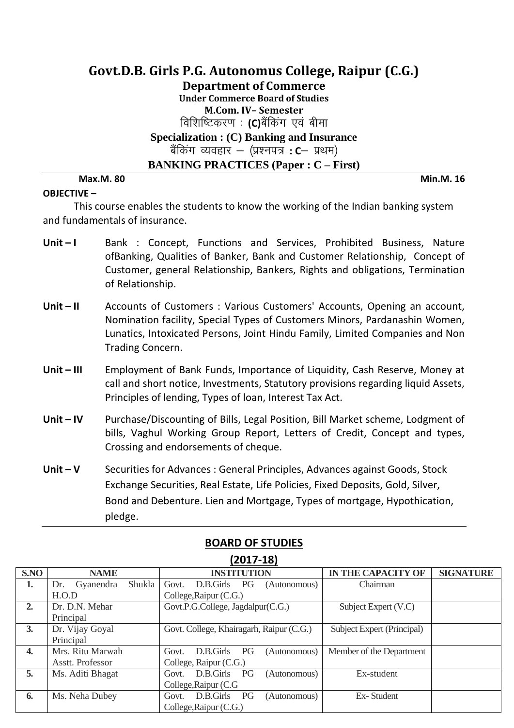# Govt.D.B. Girls P.G. Autonomus College, Raipur (C.G.)

## Department of Commerce

**Under Commerce Board of Studies**

**M.Com. IV– Semester**

विशिष्टिकरण : **(C)**बैंकिंग एवं बीमा

**Specialization : (C) Banking and Insurance**

बैंकिंग व्यवहार – (प्रश्नपत्र **: C**– प्रथम)

**BANKING PRACTICES (Paper : C – First)**

**Max.M. 80** **Min.M. 16**

**OBJECTIVE –**

This course enables the students to know the working of the Indian banking system and fundamentals of insurance.

**Unit – I** Bank : Concept, Functions and Services, Prohibited Business, Nature ofBanking, Qualities of Banker, Bank and Customer Relationship, Concept of Customer, general Relationship, Bankers, Rights and obligations, Termination of Relationship.

**Unit – II** Accounts of Customers : Various Customers' Accounts, Opening an account, Nomination facility, Special Types of Customers Minors, Pardanashin Women, Lunatics, Intoxicated Persons, Joint Hindu Family, Limited Companies and Non Trading Concern.

**Unit – III** Employment of Bank Funds, Importance of Liquidity, Cash Reserve, Money at call and short notice, Investments, Statutory provisions regarding liquid Assets, Principles of lending, Types of loan, Interest Tax Act.

**Unit – IV** Purchase/Discounting of Bills, Legal Position, Bill Market scheme, Lodgment of bills, Vaghul Working Group Report, Letters of Credit, Concept and types, Crossing and endorsements of cheque.

**Unit – V** Securities for Advances : General Principles, Advances against Goods, Stock Exchange Securities, Real Estate, Life Policies, Fixed Deposits, Gold, Silver, Bond and Debenture. Lien and Mortgage, Types of mortgage, Hypothication, pledge.

## BOARD OF STUDIES

## (2017-18)

| S.NO | NAME | INSTITUTION | IN THE CAPACITY OF | SIGNATURE |
|---|---|---|---|---|
| 1. | Dr. Gyanendra Shukla H.O.D | Govt. D.B.Girls PG (Autonomous) College,Raipur (C.G.) | Chairman | |
| 2. | Dr. D.N. Mehar Principal | Govt.P.G.College, Jagdalpur(C.G.) | Subject Expert (V.C) | |
| 3. | Dr. Vijay Goyal Principal | Govt. College, Khairagarh, Raipur (C.G.) | Subject Expert (Principal) | |
| 4. | Mrs. Ritu Marwah Asstt. Professor | Govt. D.B.Girls PG (Autonomous) College, Raipur (C.G.) | Member of the Department | |
| 5. | Ms. Aditi Bhagat | Govt. D.B.Girls PG (Autonomous) College,Raipur (C.G | Ex-student | |
| 6. | Ms. Neha Dubey | Govt. D.B.Girls PG (Autonomous) College,Raipur (C.G.) | Ex- Student | |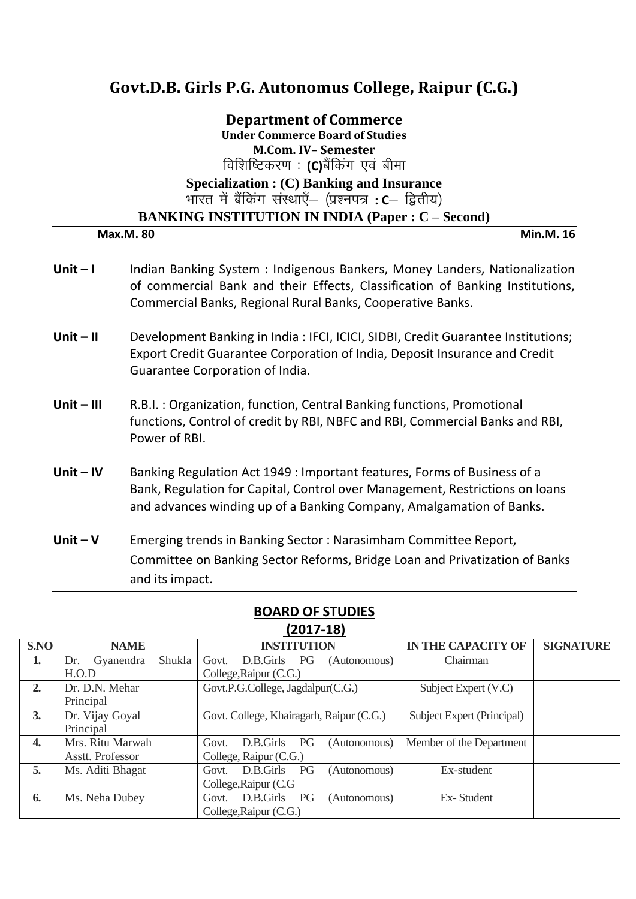# Govt.D.B. Girls P.G. Autonomus College, Raipur (C.G.)

## Department of Commerce

**Under Commerce Board of Studies**

**M.Com. IV– Semester**

विशिष्टिकरण : **(C)**बैंकिंग एवं बीमा

**Specialization : (C) Banking and Insurance**

भारत में बैंकिंग संस्थाएँ– (प्रश्नपत्र **: C**– द्वितीय)

**BANKING INSTITUTION IN INDIA (Paper : C – Second)**

**Max.M. 80** **Min.M. 16**

**Unit – I** Indian Banking System : Indigenous Bankers, Money Landers, Nationalization of commercial Bank and their Effects, Classification of Banking Institutions, Commercial Banks, Regional Rural Banks, Cooperative Banks.

**Unit – II** Development Banking in India : IFCI, ICICI, SIDBI, Credit Guarantee Institutions; Export Credit Guarantee Corporation of India, Deposit Insurance and Credit Guarantee Corporation of India.

**Unit – III** R.B.I. : Organization, function, Central Banking functions, Promotional functions, Control of credit by RBI, NBFC and RBI, Commercial Banks and RBI, Power of RBI.

**Unit – IV** Banking Regulation Act 1949 : Important features, Forms of Business of a Bank, Regulation for Capital, Control over Management, Restrictions on loans and advances winding up of a Banking Company, Amalgamation of Banks.

**Unit – V** Emerging trends in Banking Sector : Narasimham Committee Report, Committee on Banking Sector Reforms, Bridge Loan and Privatization of Banks and its impact.

## BOARD OF STUDIES
## (2017-18)

| S.NO | NAME | INSTITUTION | IN THE CAPACITY OF | SIGNATURE |
|---|---|---|---|---|
| 1. | Dr. Gyanendra Shukla H.O.D | Govt. D.B.Girls PG (Autonomous) College,Raipur (C.G.) | Chairman | |
| 2. | Dr. D.N. Mehar Principal | Govt.P.G.College, Jagdalpur(C.G.) | Subject Expert (V.C) | |
| 3. | Dr. Vijay Goyal Principal | Govt. College, Khairagarh, Raipur (C.G.) | Subject Expert (Principal) | |
| 4. | Mrs. Ritu Marwah Asstt. Professor | Govt. D.B.Girls PG (Autonomous) College, Raipur (C.G.) | Member of the Department | |
| 5. | Ms. Aditi Bhagat | Govt. D.B.Girls PG (Autonomous) College,Raipur (C.G | Ex-student | |
| 6. | Ms. Neha Dubey | Govt. D.B.Girls PG (Autonomous) College,Raipur (C.G.) | Ex- Student | |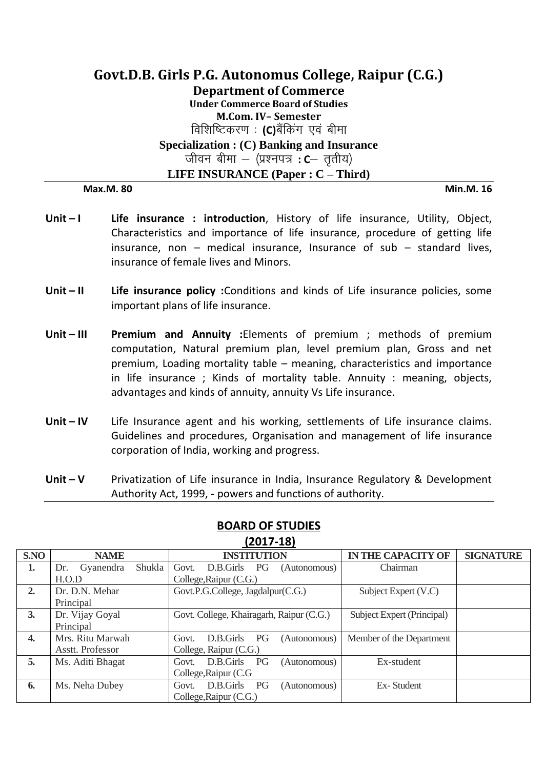# Govt.D.B. Girls P.G. Autonomus College, Raipur (C.G.)

## Department of Commerce

### Under Commerce Board of Studies

### M.Com. IV– Semester

विशिष्टिकरण : **(C)**बैंकिंग एवं बीमा

**Specialization : (C) Banking and Insurance**

जीवन बीमा – (प्रश्नपत्र **: C**– तृतीय)

**LIFE INSURANCE (Paper : C – Third)**

**Max.M. 80** **Min.M. 16**

**Unit – I** **Life insurance : introduction**, History of life insurance, Utility, Object, Characteristics and importance of life insurance, procedure of getting life insurance, non – medical insurance, Insurance of sub – standard lives, insurance of female lives and Minors.

**Unit – II** **Life insurance policy :**Conditions and kinds of Life insurance policies, some important plans of life insurance.

**Unit – III** **Premium and Annuity :**Elements of premium ; methods of premium computation, Natural premium plan, level premium plan, Gross and net premium, Loading mortality table – meaning, characteristics and importance in life insurance ; Kinds of mortality table. Annuity : meaning, objects, advantages and kinds of annuity, annuity Vs Life insurance.

**Unit – IV** Life Insurance agent and his working, settlements of Life insurance claims. Guidelines and procedures, Organisation and management of life insurance corporation of India, working and progress.

**Unit – V** Privatization of Life insurance in India, Insurance Regulatory & Development Authority Act, 1999, - powers and functions of authority.

## BOARD OF STUDIES

## (2017-18)

| S.NO | NAME | INSTITUTION | IN THE CAPACITY OF | SIGNATURE |
|---|---|---|---|---|
| **1.** | Dr. Gyanendra Shukla H.O.D | Govt. D.B.Girls PG (Autonomous) College,Raipur (C.G.) | Chairman | |
| **2.** | Dr. D.N. Mehar Principal | Govt.P.G.College, Jagdalpur(C.G.) | Subject Expert (V.C) | |
| **3.** | Dr. Vijay Goyal Principal | Govt. College, Khairagarh, Raipur (C.G.) | Subject Expert (Principal) | |
| **4.** | Mrs. Ritu Marwah Asstt. Professor | Govt. D.B.Girls PG (Autonomous) College, Raipur (C.G.) | Member of the Department | |
| **5.** | Ms. Aditi Bhagat | Govt. D.B.Girls PG (Autonomous) College,Raipur (C.G | Ex-student | |
| **6.** | Ms. Neha Dubey | Govt. D.B.Girls PG (Autonomous) College,Raipur (C.G.) | Ex- Student | |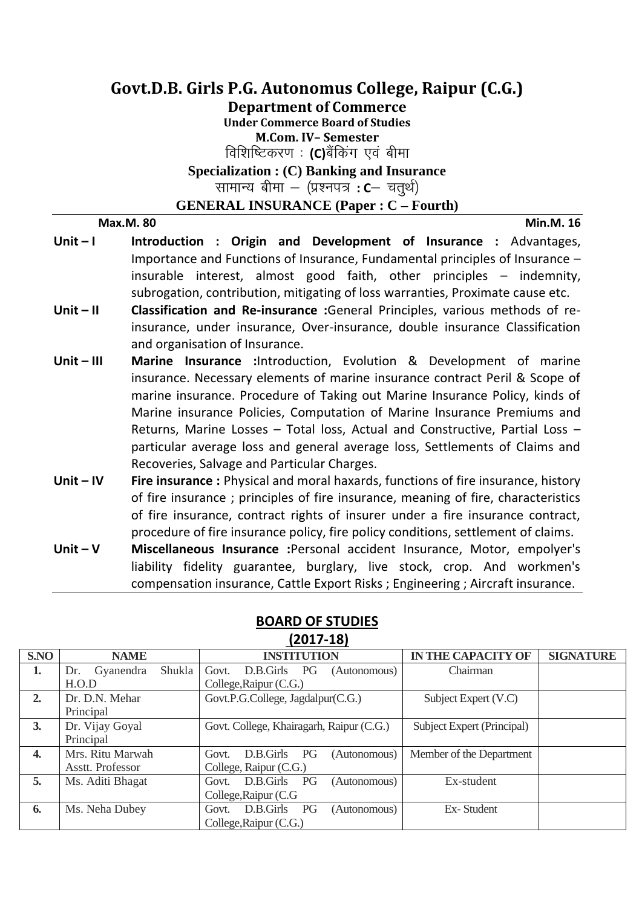# Govt.D.B. Girls P.G. Autonomus College, Raipur (C.G.)

## Department of Commerce

**Under Commerce Board of Studies**

**M.Com. IV– Semester**

विशिष्टिकरण : **(C)**बैंकिंग एवं बीमा

**Specialization : (C) Banking and Insurance**

सामान्य बीमा – (प्रश्नपत्र **: C**– चतुर्थ)

**GENERAL INSURANCE (Paper : C – Fourth)**

**Max.M. 80** **Min.M. 16**

**Unit – I** **Introduction : Origin and Development of Insurance :** Advantages, Importance and Functions of Insurance, Fundamental principles of Insurance – insurable interest, almost good faith, other principles – indemnity, subrogation, contribution, mitigating of loss warranties, Proximate cause etc.

**Unit – II** **Classification and Re-insurance :**General Principles, various methods of re-insurance, under insurance, Over-insurance, double insurance Classification and organisation of Insurance.

**Unit – III** **Marine Insurance :**Introduction, Evolution & Development of marine insurance. Necessary elements of marine insurance contract Peril & Scope of marine insurance. Procedure of Taking out Marine Insurance Policy, kinds of Marine insurance Policies, Computation of Marine Insurance Premiums and Returns, Marine Losses – Total loss, Actual and Constructive, Partial Loss – particular average loss and general average loss, Settlements of Claims and Recoveries, Salvage and Particular Charges.

**Unit – IV** **Fire insurance :** Physical and moral haxards, functions of fire insurance, history of fire insurance ; principles of fire insurance, meaning of fire, characteristics of fire insurance, contract rights of insurer under a fire insurance contract, procedure of fire insurance policy, fire policy conditions, settlement of claims.

**Unit – V** **Miscellaneous Insurance :**Personal accident Insurance, Motor, empolyer's liability fidelity guarantee, burglary, live stock, crop. And workmen's compensation insurance, Cattle Export Risks ; Engineering ; Aircraft insurance.

## BOARD OF STUDIES

## (2017-18)

| S.NO | NAME | INSTITUTION | IN THE CAPACITY OF | SIGNATURE |
|---|---|---|---|---|
| 1. | Dr. Gyanendra Shukla H.O.D | Govt. D.B.Girls PG (Autonomous) College,Raipur (C.G.) | Chairman | |
| 2. | Dr. D.N. Mehar Principal | Govt.P.G.College, Jagdalpur(C.G.) | Subject Expert (V.C) | |
| 3. | Dr. Vijay Goyal Principal | Govt. College, Khairagarh, Raipur (C.G.) | Subject Expert (Principal) | |
| 4. | Mrs. Ritu Marwah Asstt. Professor | Govt. D.B.Girls PG (Autonomous) College, Raipur (C.G.) | Member of the Department | |
| 5. | Ms. Aditi Bhagat | Govt. D.B.Girls PG (Autonomous) College,Raipur (C.G | Ex-student | |
| 6. | Ms. Neha Dubey | Govt. D.B.Girls PG (Autonomous) College,Raipur (C.G.) | Ex- Student | |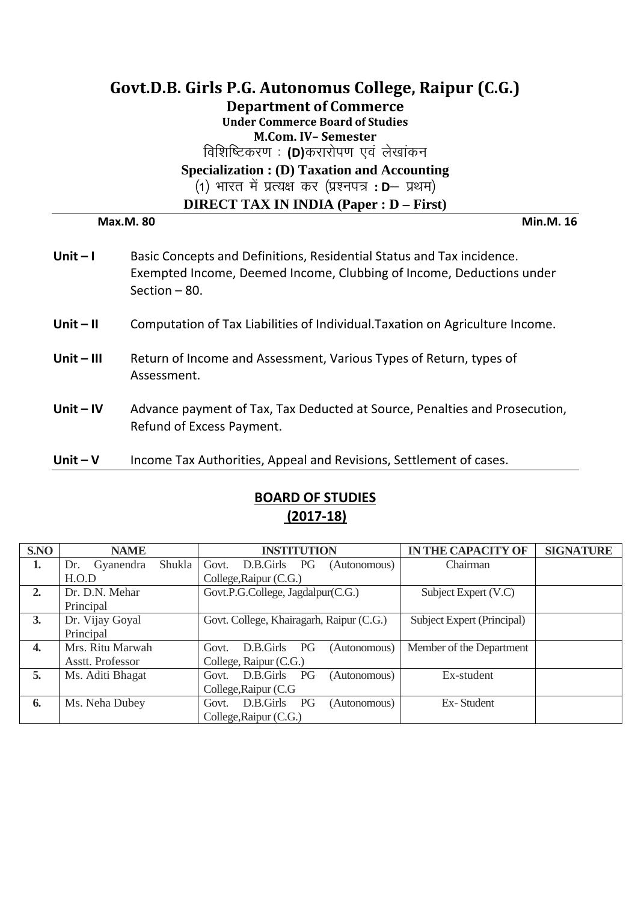# Govt.D.B. Girls P.G. Autonomus College, Raipur (C.G.)

## Department of Commerce

**Under Commerce Board of Studies**

**M.Com. IV– Semester**

विशिष्टिकरण : **(D)**करारोपण एवं लेखांकन

**Specialization : (D) Taxation and Accounting**

(1) भारत में प्रत्यक्ष कर (प्रश्नपत्र **: D**– प्रथम)

**DIRECT TAX IN INDIA (Paper : D – First)**

**Max.M. 80** **Min.M. 16**

**Unit – I** Basic Concepts and Definitions, Residential Status and Tax incidence. Exempted Income, Deemed Income, Clubbing of Income, Deductions under Section – 80.

**Unit – II** Computation of Tax Liabilities of Individual.Taxation on Agriculture Income.

**Unit – III** Return of Income and Assessment, Various Types of Return, types of Assessment.

**Unit – IV** Advance payment of Tax, Tax Deducted at Source, Penalties and Prosecution, Refund of Excess Payment.

**Unit – V** Income Tax Authorities, Appeal and Revisions, Settlement of cases.

## BOARD OF STUDIES (2017-18)

| S.NO | NAME | INSTITUTION | IN THE CAPACITY OF | SIGNATURE |
|---|---|---|---|---|
| 1. | Dr. Gyanendra Shukla H.O.D | Govt. D.B.Girls PG (Autonomous) College,Raipur (C.G.) | Chairman | |
| 2. | Dr. D.N. Mehar Principal | Govt.P.G.College, Jagdalpur(C.G.) | Subject Expert (V.C) | |
| 3. | Dr. Vijay Goyal Principal | Govt. College, Khairagarh, Raipur (C.G.) | Subject Expert (Principal) | |
| 4. | Mrs. Ritu Marwah Asstt. Professor | Govt. D.B.Girls PG (Autonomous) College, Raipur (C.G.) | Member of the Department | |
| 5. | Ms. Aditi Bhagat | Govt. D.B.Girls PG (Autonomous) College,Raipur (C.G | Ex-student | |
| 6. | Ms. Neha Dubey | Govt. D.B.Girls PG (Autonomous) College,Raipur (C.G.) | Ex- Student | |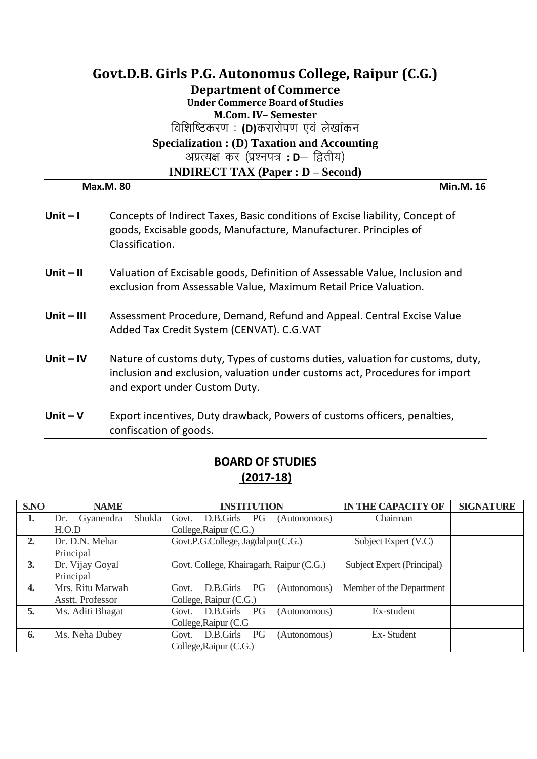# Govt.D.B. Girls P.G. Autonomus College, Raipur (C.G.)

## Department of Commerce

**Under Commerce Board of Studies**

**M.Com. IV– Semester**

विशिष्टिकरण : **(D)**करारोपण एवं लेखांकन

**Specialization : (D) Taxation and Accounting**

अप्रत्यक्ष कर (प्रश्नपत्र **: D**– द्वितीय)

**INDIRECT TAX (Paper : D – Second)**

**Max.M. 80** **Min.M. 16**

**Unit – I** Concepts of Indirect Taxes, Basic conditions of Excise liability, Concept of goods, Excisable goods, Manufacture, Manufacturer. Principles of Classification.

**Unit – II** Valuation of Excisable goods, Definition of Assessable Value, Inclusion and exclusion from Assessable Value, Maximum Retail Price Valuation.

**Unit – III** Assessment Procedure, Demand, Refund and Appeal. Central Excise Value Added Tax Credit System (CENVAT). C.G.VAT

**Unit – IV** Nature of customs duty, Types of customs duties, valuation for customs, duty, inclusion and exclusion, valuation under customs act, Procedures for import and export under Custom Duty.

**Unit – V** Export incentives, Duty drawback, Powers of customs officers, penalties, confiscation of goods.

## BOARD OF STUDIES (2017-18)

| S.NO | NAME | INSTITUTION | IN THE CAPACITY OF | SIGNATURE |
|---|---|---|---|---|
| 1. | Dr. Gyanendra Shukla H.O.D | Govt. D.B.Girls PG (Autonomous) College,Raipur (C.G.) | Chairman | |
| 2. | Dr. D.N. Mehar Principal | Govt.P.G.College, Jagdalpur(C.G.) | Subject Expert (V.C) | |
| 3. | Dr. Vijay Goyal Principal | Govt. College, Khairagarh, Raipur (C.G.) | Subject Expert (Principal) | |
| 4. | Mrs. Ritu Marwah Asstt. Professor | Govt. D.B.Girls PG (Autonomous) College, Raipur (C.G.) | Member of the Department | |
| 5. | Ms. Aditi Bhagat | Govt. D.B.Girls PG (Autonomous) College,Raipur (C.G | Ex-student | |
| 6. | Ms. Neha Dubey | Govt. D.B.Girls PG (Autonomous) College,Raipur (C.G.) | Ex- Student | |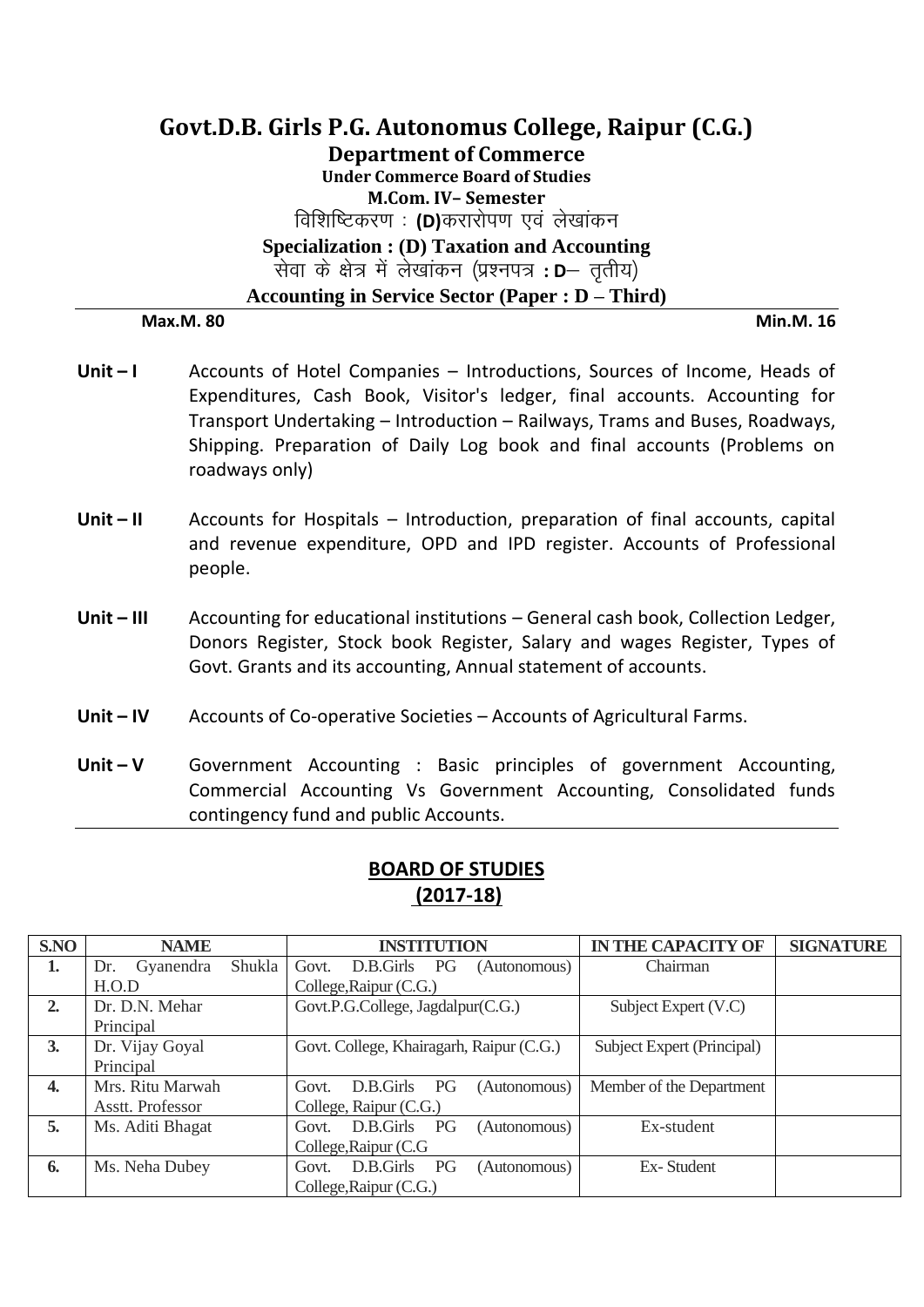# Govt.D.B. Girls P.G. Autonomus College, Raipur (C.G.)

## Department of Commerce

**Under Commerce Board of Studies**

**M.Com. IV– Semester**

विशिष्टिकरण : **(D)**करारोपण एवं लेखांकन

**Specialization : (D) Taxation and Accounting**

सेवा के क्षेत्र में लेखांकन (प्रश्नपत्र **: D**– तृतीय)

**Accounting in Service Sector (Paper : D – Third)**

**Max.M. 80** **Min.M. 16**

**Unit – I** Accounts of Hotel Companies – Introductions, Sources of Income, Heads of Expenditures, Cash Book, Visitor's ledger, final accounts. Accounting for Transport Undertaking – Introduction – Railways, Trams and Buses, Roadways, Shipping. Preparation of Daily Log book and final accounts (Problems on roadways only)

**Unit – II** Accounts for Hospitals – Introduction, preparation of final accounts, capital and revenue expenditure, OPD and IPD register. Accounts of Professional people.

**Unit – III** Accounting for educational institutions – General cash book, Collection Ledger, Donors Register, Stock book Register, Salary and wages Register, Types of Govt. Grants and its accounting, Annual statement of accounts.

**Unit – IV** Accounts of Co-operative Societies – Accounts of Agricultural Farms.

**Unit – V** Government Accounting : Basic principles of government Accounting, Commercial Accounting Vs Government Accounting, Consolidated funds contingency fund and public Accounts.

## BOARD OF STUDIES (2017-18)

| S.NO | NAME | INSTITUTION | IN THE CAPACITY OF | SIGNATURE |
|---|---|---|---|---|
| 1. | Dr. Gyanendra Shukla H.O.D | Govt. D.B.Girls PG (Autonomous) College,Raipur (C.G.) | Chairman | |
| 2. | Dr. D.N. Mehar Principal | Govt.P.G.College, Jagdalpur(C.G.) | Subject Expert (V.C) | |
| 3. | Dr. Vijay Goyal Principal | Govt. College, Khairagarh, Raipur (C.G.) | Subject Expert (Principal) | |
| 4. | Mrs. Ritu Marwah Asstt. Professor | Govt. D.B.Girls PG (Autonomous) College, Raipur (C.G.) | Member of the Department | |
| 5. | Ms. Aditi Bhagat | Govt. D.B.Girls PG (Autonomous) College,Raipur (C.G | Ex-student | |
| 6. | Ms. Neha Dubey | Govt. D.B.Girls PG (Autonomous) College,Raipur (C.G.) | Ex- Student | |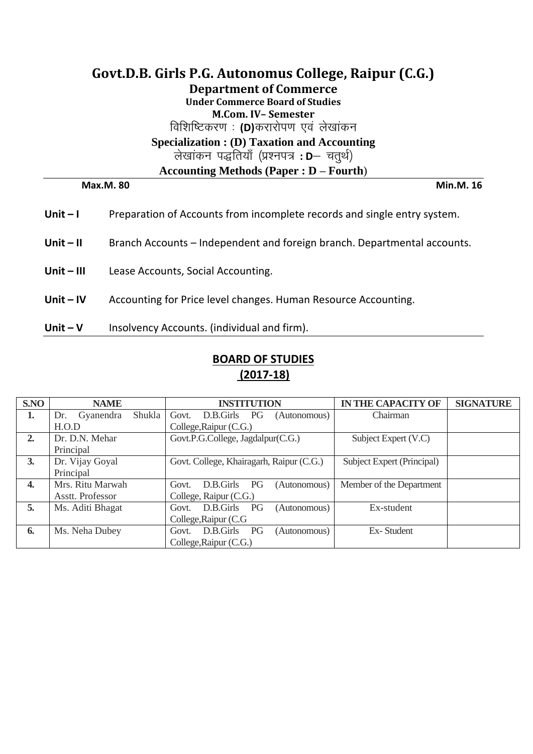# Govt.D.B. Girls P.G. Autonomus College, Raipur (C.G.)

## Department of Commerce

**Under Commerce Board of Studies**

**M.Com. IV– Semester**

विशिष्टिकरण : **(D)**करारोपण एवं लेखांकन

**Specialization : (D) Taxation and Accounting**

लेखांकन पद्धतियाँ (प्रश्नपत्र **: D**– चतुर्थ)

**Accounting Methods (Paper : D – Fourth)**

**Max.M. 80** **Min.M. 16**

| | |
|---|---|
| **Unit – I** | Preparation of Accounts from incomplete records and single entry system. |
| **Unit – II** | Branch Accounts – Independent and foreign branch. Departmental accounts. |
| **Unit – III** | Lease Accounts, Social Accounting. |
| **Unit – IV** | Accounting for Price level changes. Human Resource Accounting. |
| **Unit – V** | Insolvency Accounts. (individual and firm). |

## BOARD OF STUDIES

## (2017-18)

| S.NO | NAME | INSTITUTION | IN THE CAPACITY OF | SIGNATURE |
|---|---|---|---|---|
| 1. | Dr. Gyanendra Shukla H.O.D | Govt. D.B.Girls PG (Autonomous) College,Raipur (C.G.) | Chairman | |
| 2. | Dr. D.N. Mehar Principal | Govt.P.G.College, Jagdalpur(C.G.) | Subject Expert (V.C) | |
| 3. | Dr. Vijay Goyal Principal | Govt. College, Khairagarh, Raipur (C.G.) | Subject Expert (Principal) | |
| 4. | Mrs. Ritu Marwah Asstt. Professor | Govt. D.B.Girls PG (Autonomous) College, Raipur (C.G.) | Member of the Department | |
| 5. | Ms. Aditi Bhagat | Govt. D.B.Girls PG (Autonomous) College,Raipur (C.G | Ex-student | |
| 6. | Ms. Neha Dubey | Govt. D.B.Girls PG (Autonomous) College,Raipur (C.G.) | Ex- Student | |